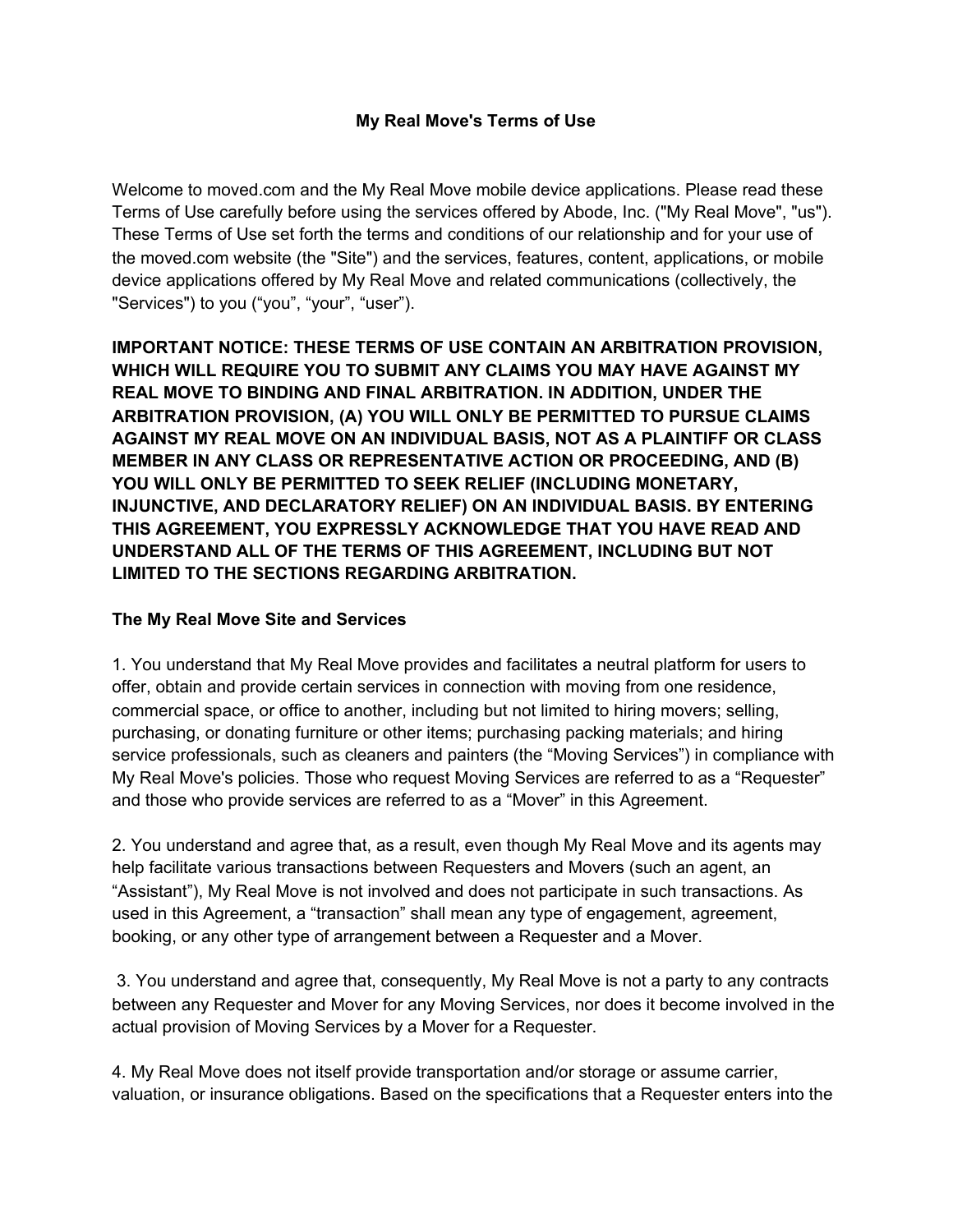# My Real Move's Terms of Use

Welcome to moved.com and the My Real Move mobile device applications. Please read these Terms of Use carefully before using the services offered by Abode, Inc. ("My Real Move", "us"). These Terms of Use set forth the terms and conditions of our relationship and for your use of the moved.com website (the "Site") and the services, features, content, applications, or mobile device applications offered by My Real Move and related communications (collectively, the "Services") to you ("you", "your", "user").

**IMPORTANT NOTICE: THESE TERMS OF USE CONTAIN AN ARBITRATION PROVISION, WHICH WILL REQUIRE YOU TO SUBMIT ANY CLAIMS YOU MAY HAVE AGAINST MY REAL MOVE TO BINDING AND FINAL ARBITRATION. IN ADDITION, UNDER THE ARBITRATION PROVISION, (A) YOU WILL ONLY BE PERMITTED TO PURSUE CLAIMS AGAINST MY REAL MOVE ON AN INDIVIDUAL BASIS, NOT AS A PLAINTIFF OR CLASS MEMBER IN ANY CLASS OR REPRESENTATIVE ACTION OR PROCEEDING, AND (B) YOU WILL ONLY BE PERMITTED TO SEEK RELIEF (INCLUDING MONETARY, INJUNCTIVE, AND DECLARATORY RELIEF) ON AN INDIVIDUAL BASIS. BY ENTERING THIS AGREEMENT, YOU EXPRESSLY ACKNOWLEDGE THAT YOU HAVE READ AND UNDERSTAND ALL OF THE TERMS OF THIS AGREEMENT, INCLUDING BUT NOT LIMITED TO THE SECTIONS REGARDING ARBITRATION.**

## The My Real Move Site and Services

1. You understand that My Real Move provides and facilitates a neutral platform for users to offer, obtain and provide certain services in connection with moving from one residence, commercial space, or office to another, including but not limited to hiring movers; selling, purchasing, or donating furniture or other items; purchasing packing materials; and hiring service professionals, such as cleaners and painters (the "Moving Services") in compliance with My Real Move's policies. Those who request Moving Services are referred to as a "Requester" and those who provide services are referred to as a "Mover" in this Agreement.

2. You understand and agree that, as a result, even though My Real Move and its agents may help facilitate various transactions between Requesters and Movers (such an agent, an "Assistant"), My Real Move is not involved and does not participate in such transactions. As used in this Agreement, a "transaction" shall mean any type of engagement, agreement, booking, or any other type of arrangement between a Requester and a Mover.

3. You understand and agree that, consequently, My Real Move is not a party to any contracts between any Requester and Mover for any Moving Services, nor does it become involved in the actual provision of Moving Services by a Mover for a Requester.

4. My Real Move does not itself provide transportation and/or storage or assume carrier, valuation, or insurance obligations. Based on the specifications that a Requester enters into the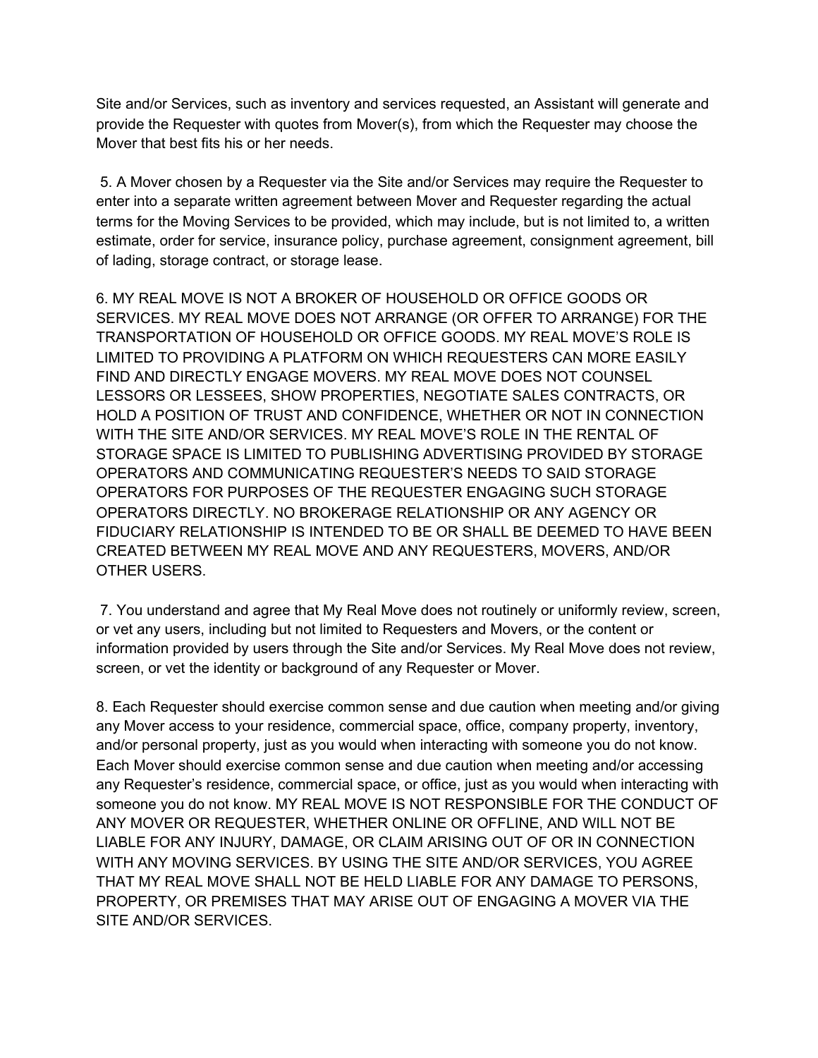Site and/or Services, such as inventory and services requested, an Assistant will generate and provide the Requester with quotes from Mover(s), from which the Requester may choose the Mover that best fits his or her needs.

5. A Mover chosen by a Requester via the Site and/or Services may require the Requester to enter into a separate written agreement between Mover and Requester regarding the actual terms for the Moving Services to be provided, which may include, but is not limited to, a written estimate, order for service, insurance policy, purchase agreement, consignment agreement, bill of lading, storage contract, or storage lease.

6. MY REAL MOVE IS NOT A BROKER OF HOUSEHOLD OR OFFICE GOODS OR SERVICES. MY REAL MOVE DOES NOT ARRANGE (OR OFFER TO ARRANGE) FOR THE TRANSPORTATION OF HOUSEHOLD OR OFFICE GOODS. MY REAL MOVE'S ROLE IS LIMITED TO PROVIDING A PLATFORM ON WHICH REQUESTERS CAN MORE EASILY FIND AND DIRECTLY ENGAGE MOVERS. MY REAL MOVE DOES NOT COUNSEL LESSORS OR LESSEES, SHOW PROPERTIES, NEGOTIATE SALES CONTRACTS, OR HOLD A POSITION OF TRUST AND CONFIDENCE, WHETHER OR NOT IN CONNECTION WITH THE SITE AND/OR SERVICES. MY REAL MOVE'S ROLE IN THE RENTAL OF STORAGE SPACE IS LIMITED TO PUBLISHING ADVERTISING PROVIDED BY STORAGE OPERATORS AND COMMUNICATING REQUESTER'S NEEDS TO SAID STORAGE OPERATORS FOR PURPOSES OF THE REQUESTER ENGAGING SUCH STORAGE OPERATORS DIRECTLY. NO BROKERAGE RELATIONSHIP OR ANY AGENCY OR FIDUCIARY RELATIONSHIP IS INTENDED TO BE OR SHALL BE DEEMED TO HAVE BEEN CREATED BETWEEN MY REAL MOVE AND ANY REQUESTERS, MOVERS, AND/OR OTHER USERS.

7. You understand and agree that My Real Move does not routinely or uniformly review, screen, or vet any users, including but not limited to Requesters and Movers, or the content or information provided by users through the Site and/or Services. My Real Move does not review, screen, or vet the identity or background of any Requester or Mover.

8. Each Requester should exercise common sense and due caution when meeting and/or giving any Mover access to your residence, commercial space, office, company property, inventory, and/or personal property, just as you would when interacting with someone you do not know. Each Mover should exercise common sense and due caution when meeting and/or accessing any Requester's residence, commercial space, or office, just as you would when interacting with someone you do not know. MY REAL MOVE IS NOT RESPONSIBLE FOR THE CONDUCT OF ANY MOVER OR REQUESTER, WHETHER ONLINE OR OFFLINE, AND WILL NOT BE LIABLE FOR ANY INJURY, DAMAGE, OR CLAIM ARISING OUT OF OR IN CONNECTION WITH ANY MOVING SERVICES. BY USING THE SITE AND/OR SERVICES, YOU AGREE THAT MY REAL MOVE SHALL NOT BE HELD LIABLE FOR ANY DAMAGE TO PERSONS, PROPERTY, OR PREMISES THAT MAY ARISE OUT OF ENGAGING A MOVER VIA THE SITE AND/OR SERVICES.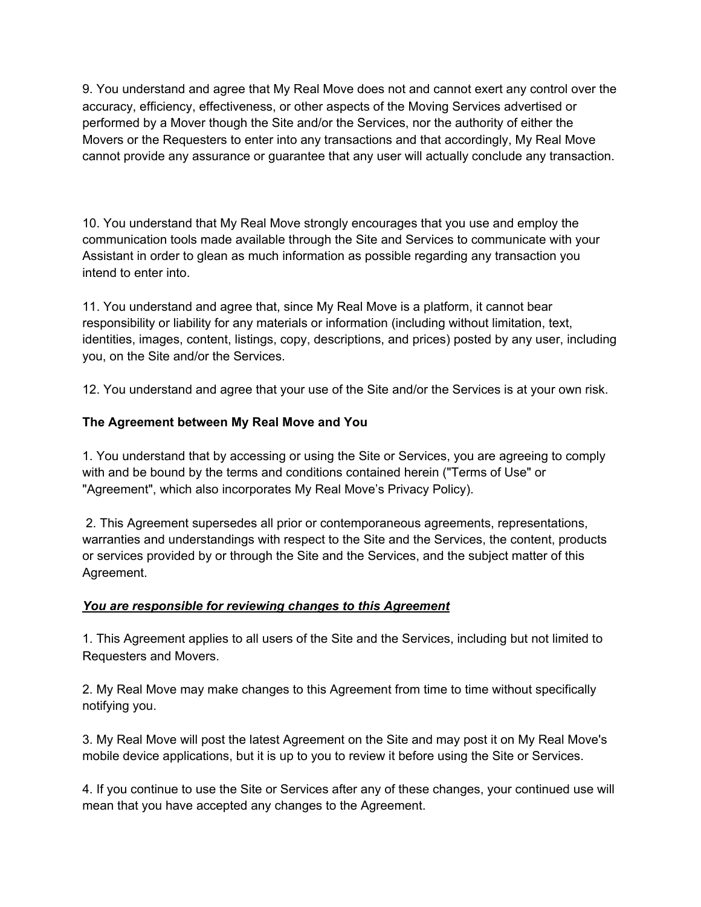9. You understand and agree that My Real Move does not and cannot exert any control over the accuracy, efficiency, effectiveness, or other aspects of the Moving Services advertised or performed by a Mover though the Site and/or the Services, nor the authority of either the Movers or the Requesters to enter into any transactions and that accordingly, My Real Move cannot provide any assurance or guarantee that any user will actually conclude any transaction.

10. You understand that My Real Move strongly encourages that you use and employ the communication tools made available through the Site and Services to communicate with your Assistant in order to glean as much information as possible regarding any transaction you intend to enter into.

11. You understand and agree that, since My Real Move is a platform, it cannot bear responsibility or liability for any materials or information (including without limitation, text, identities, images, content, listings, copy, descriptions, and prices) posted by any user, including you, on the Site and/or the Services.

12. You understand and agree that your use of the Site and/or the Services is at your own risk.

**The Agreement between My Real Move and You**

1. You understand that by accessing or using the Site or Services, you are agreeing to comply with and be bound by the terms and conditions contained herein ("Terms of Use" or "Agreement", which also incorporates My Real Move's Privacy Policy).

2. This Agreement supersedes all prior or contemporaneous agreements, representations, warranties and understandings with respect to the Site and the Services, the content, products or services provided by or through the Site and the Services, and the subject matter of this Agreement.

***<u>You are responsible for reviewing changes to this Agreement</u>***

1. This Agreement applies to all users of the Site and the Services, including but not limited to Requesters and Movers.

2. My Real Move may make changes to this Agreement from time to time without specifically notifying you.

3. My Real Move will post the latest Agreement on the Site and may post it on My Real Move's mobile device applications, but it is up to you to review it before using the Site or Services.

4. If you continue to use the Site or Services after any of these changes, your continued use will mean that you have accepted any changes to the Agreement.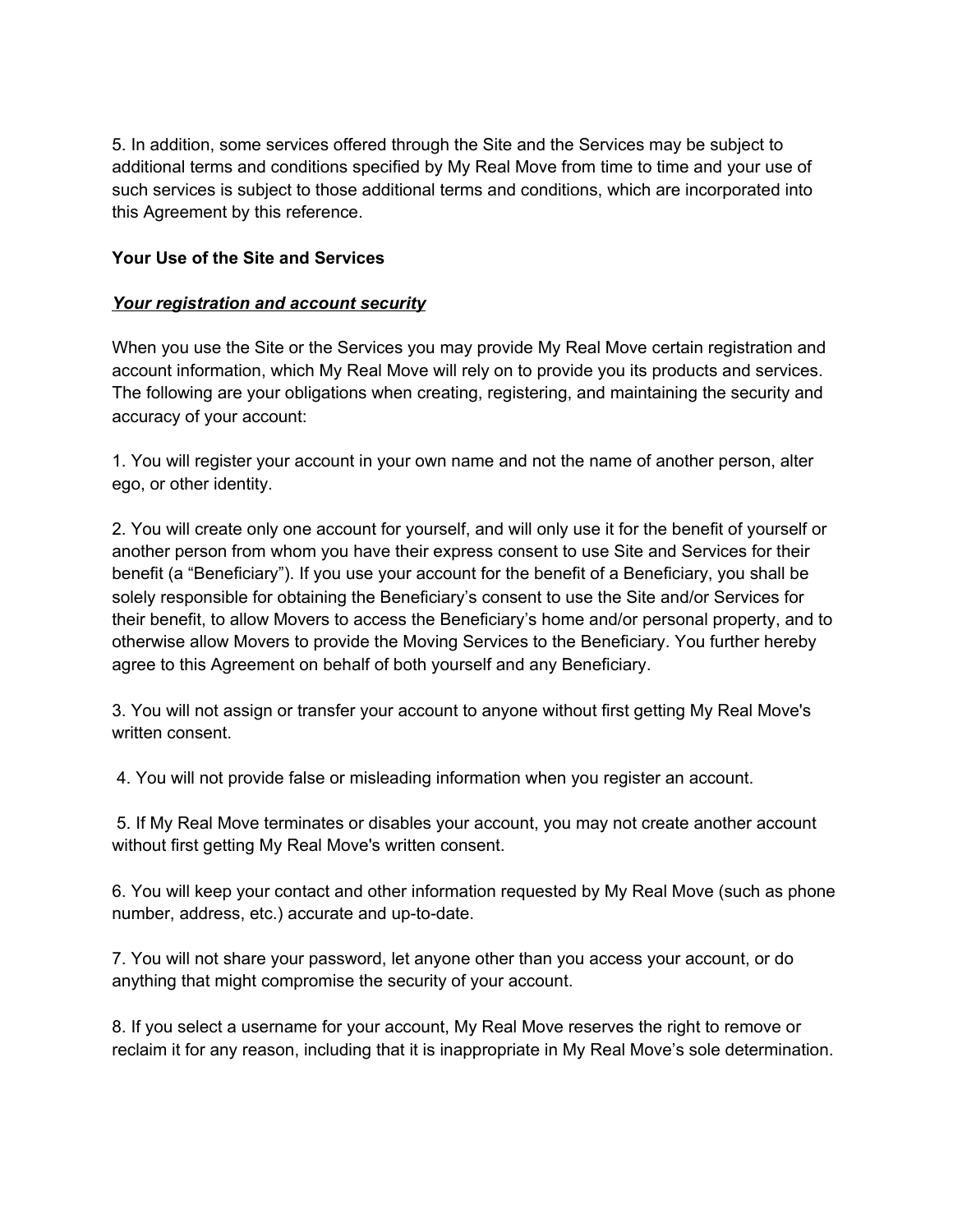5. In addition, some services offered through the Site and the Services may be subject to additional terms and conditions specified by My Real Move from time to time and your use of such services is subject to those additional terms and conditions, which are incorporated into this Agreement by this reference.

**Your Use of the Site and Services**

***Your registration and account security***

When you use the Site or the Services you may provide My Real Move certain registration and account information, which My Real Move will rely on to provide you its products and services. The following are your obligations when creating, registering, and maintaining the security and accuracy of your account:

1. You will register your account in your own name and not the name of another person, alter ego, or other identity.

2. You will create only one account for yourself, and will only use it for the benefit of yourself or another person from whom you have their express consent to use Site and Services for their benefit (a "Beneficiary"). If you use your account for the benefit of a Beneficiary, you shall be solely responsible for obtaining the Beneficiary's consent to use the Site and/or Services for their benefit, to allow Movers to access the Beneficiary's home and/or personal property, and to otherwise allow Movers to provide the Moving Services to the Beneficiary. You further hereby agree to this Agreement on behalf of both yourself and any Beneficiary.

3. You will not assign or transfer your account to anyone without first getting My Real Move's written consent.

4. You will not provide false or misleading information when you register an account.

5. If My Real Move terminates or disables your account, you may not create another account without first getting My Real Move's written consent.

6. You will keep your contact and other information requested by My Real Move (such as phone number, address, etc.) accurate and up-to-date.

7. You will not share your password, let anyone other than you access your account, or do anything that might compromise the security of your account.

8. If you select a username for your account, My Real Move reserves the right to remove or reclaim it for any reason, including that it is inappropriate in My Real Move's sole determination.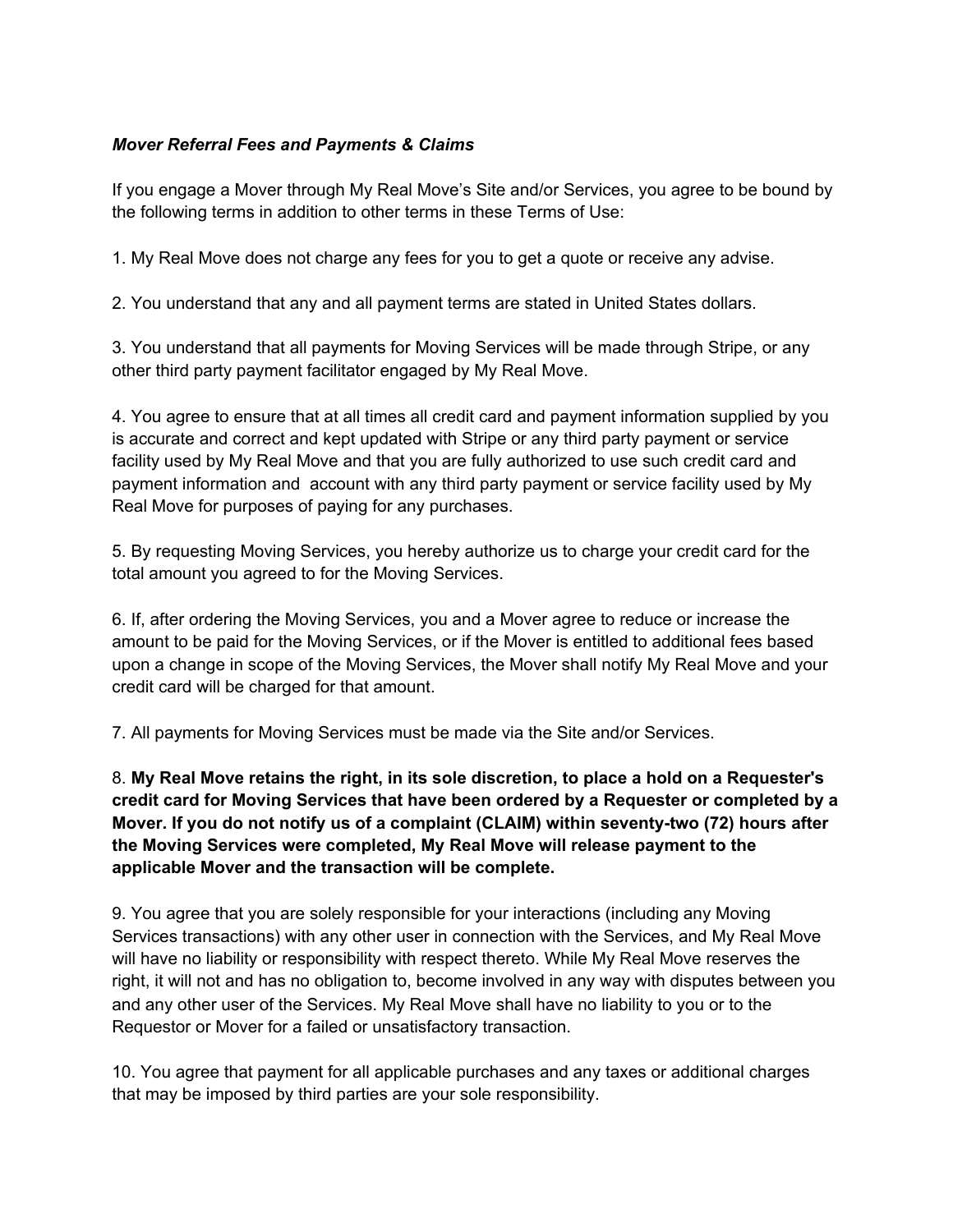***Mover Referral Fees and Payments & Claims***

If you engage a Mover through My Real Move's Site and/or Services, you agree to be bound by the following terms in addition to other terms in these Terms of Use:

1. My Real Move does not charge any fees for you to get a quote or receive any advise.

2. You understand that any and all payment terms are stated in United States dollars.

3. You understand that all payments for Moving Services will be made through Stripe, or any other third party payment facilitator engaged by My Real Move.

4. You agree to ensure that at all times all credit card and payment information supplied by you is accurate and correct and kept updated with Stripe or any third party payment or service facility used by My Real Move and that you are fully authorized to use such credit card and payment information and account with any third party payment or service facility used by My Real Move for purposes of paying for any purchases.

5. By requesting Moving Services, you hereby authorize us to charge your credit card for the total amount you agreed to for the Moving Services.

6. If, after ordering the Moving Services, you and a Mover agree to reduce or increase the amount to be paid for the Moving Services, or if the Mover is entitled to additional fees based upon a change in scope of the Moving Services, the Mover shall notify My Real Move and your credit card will be charged for that amount.

7. All payments for Moving Services must be made via the Site and/or Services.

8. **My Real Move retains the right, in its sole discretion, to place a hold on a Requester's credit card for Moving Services that have been ordered by a Requester or completed by a Mover. If you do not notify us of a complaint (CLAIM) within seventy-two (72) hours after the Moving Services were completed, My Real Move will release payment to the applicable Mover and the transaction will be complete.**

9. You agree that you are solely responsible for your interactions (including any Moving Services transactions) with any other user in connection with the Services, and My Real Move will have no liability or responsibility with respect thereto. While My Real Move reserves the right, it will not and has no obligation to, become involved in any way with disputes between you and any other user of the Services. My Real Move shall have no liability to you or to the Requestor or Mover for a failed or unsatisfactory transaction.

10. You agree that payment for all applicable purchases and any taxes or additional charges that may be imposed by third parties are your sole responsibility.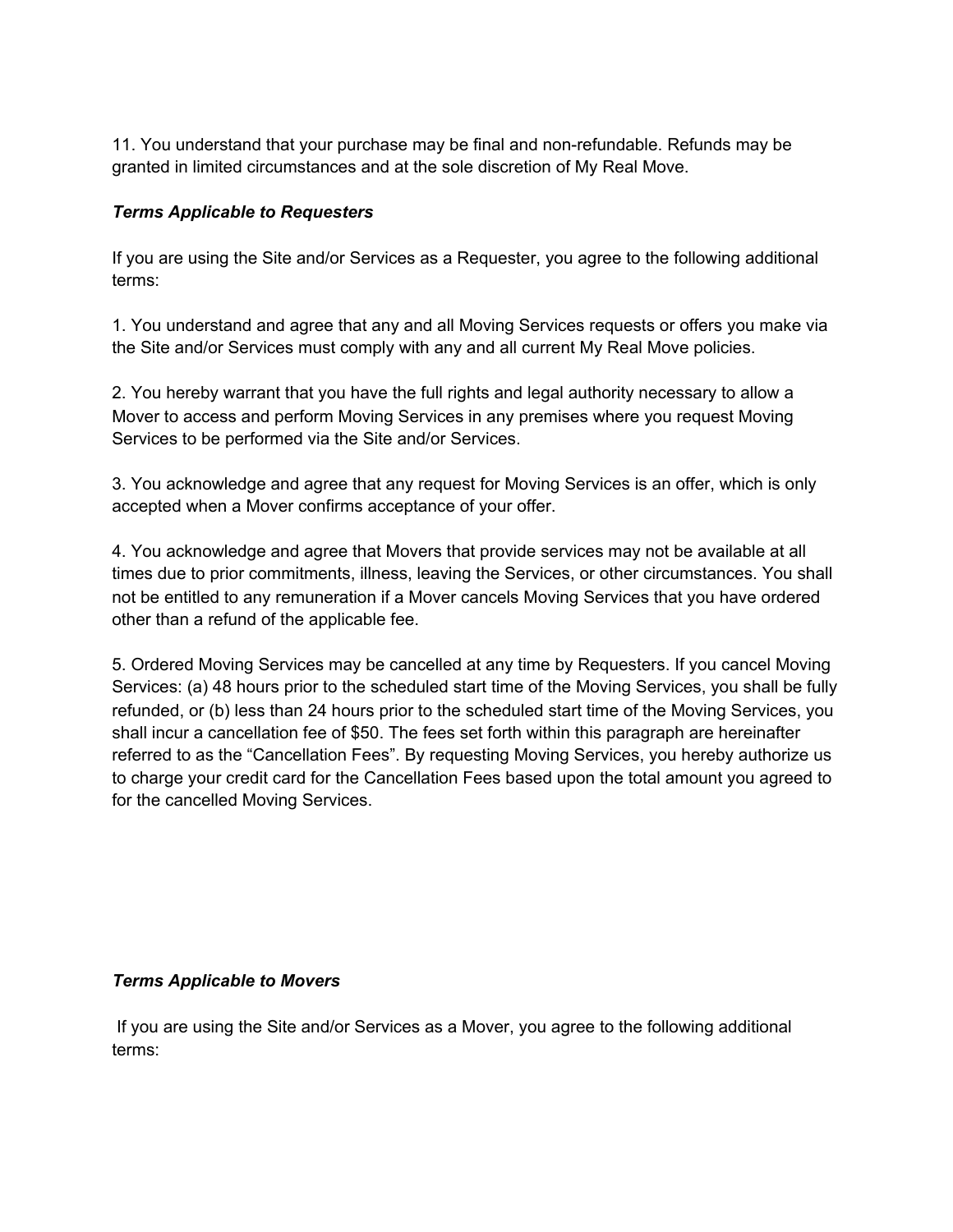11. You understand that your purchase may be final and non-refundable. Refunds may be granted in limited circumstances and at the sole discretion of My Real Move.

***Terms Applicable to Requesters***

If you are using the Site and/or Services as a Requester, you agree to the following additional terms:

1. You understand and agree that any and all Moving Services requests or offers you make via the Site and/or Services must comply with any and all current My Real Move policies.

2. You hereby warrant that you have the full rights and legal authority necessary to allow a Mover to access and perform Moving Services in any premises where you request Moving Services to be performed via the Site and/or Services.

3. You acknowledge and agree that any request for Moving Services is an offer, which is only accepted when a Mover confirms acceptance of your offer.

4. You acknowledge and agree that Movers that provide services may not be available at all times due to prior commitments, illness, leaving the Services, or other circumstances. You shall not be entitled to any remuneration if a Mover cancels Moving Services that you have ordered other than a refund of the applicable fee.

5. Ordered Moving Services may be cancelled at any time by Requesters. If you cancel Moving Services: (a) 48 hours prior to the scheduled start time of the Moving Services, you shall be fully refunded, or (b) less than 24 hours prior to the scheduled start time of the Moving Services, you shall incur a cancellation fee of $50. The fees set forth within this paragraph are hereinafter referred to as the "Cancellation Fees". By requesting Moving Services, you hereby authorize us to charge your credit card for the Cancellation Fees based upon the total amount you agreed to for the cancelled Moving Services.

***Terms Applicable to Movers***

If you are using the Site and/or Services as a Mover, you agree to the following additional terms: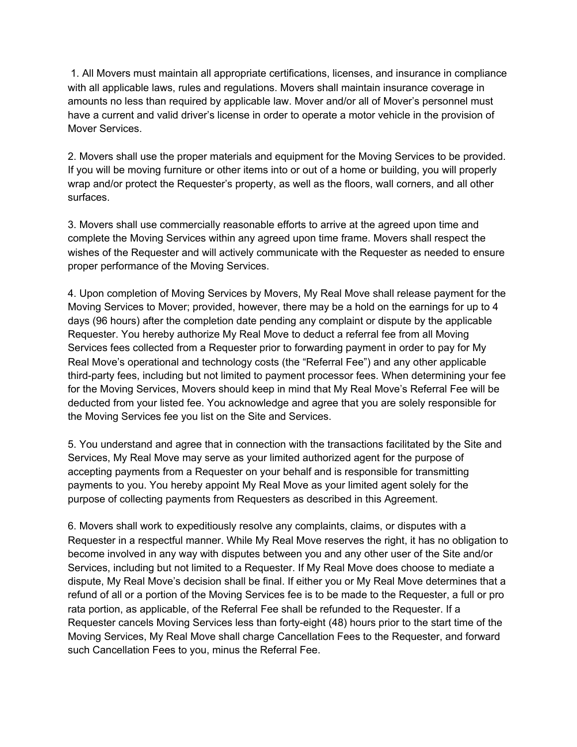1. All Movers must maintain all appropriate certifications, licenses, and insurance in compliance with all applicable laws, rules and regulations. Movers shall maintain insurance coverage in amounts no less than required by applicable law. Mover and/or all of Mover's personnel must have a current and valid driver's license in order to operate a motor vehicle in the provision of Mover Services.

2. Movers shall use the proper materials and equipment for the Moving Services to be provided. If you will be moving furniture or other items into or out of a home or building, you will properly wrap and/or protect the Requester's property, as well as the floors, wall corners, and all other surfaces.

3. Movers shall use commercially reasonable efforts to arrive at the agreed upon time and complete the Moving Services within any agreed upon time frame. Movers shall respect the wishes of the Requester and will actively communicate with the Requester as needed to ensure proper performance of the Moving Services.

4. Upon completion of Moving Services by Movers, My Real Move shall release payment for the Moving Services to Mover; provided, however, there may be a hold on the earnings for up to 4 days (96 hours) after the completion date pending any complaint or dispute by the applicable Requester. You hereby authorize My Real Move to deduct a referral fee from all Moving Services fees collected from a Requester prior to forwarding payment in order to pay for My Real Move's operational and technology costs (the "Referral Fee") and any other applicable third-party fees, including but not limited to payment processor fees. When determining your fee for the Moving Services, Movers should keep in mind that My Real Move's Referral Fee will be deducted from your listed fee. You acknowledge and agree that you are solely responsible for the Moving Services fee you list on the Site and Services.

5. You understand and agree that in connection with the transactions facilitated by the Site and Services, My Real Move may serve as your limited authorized agent for the purpose of accepting payments from a Requester on your behalf and is responsible for transmitting payments to you. You hereby appoint My Real Move as your limited agent solely for the purpose of collecting payments from Requesters as described in this Agreement.

6. Movers shall work to expeditiously resolve any complaints, claims, or disputes with a Requester in a respectful manner. While My Real Move reserves the right, it has no obligation to become involved in any way with disputes between you and any other user of the Site and/or Services, including but not limited to a Requester. If My Real Move does choose to mediate a dispute, My Real Move's decision shall be final. If either you or My Real Move determines that a refund of all or a portion of the Moving Services fee is to be made to the Requester, a full or pro rata portion, as applicable, of the Referral Fee shall be refunded to the Requester. If a Requester cancels Moving Services less than forty-eight (48) hours prior to the start time of the Moving Services, My Real Move shall charge Cancellation Fees to the Requester, and forward such Cancellation Fees to you, minus the Referral Fee.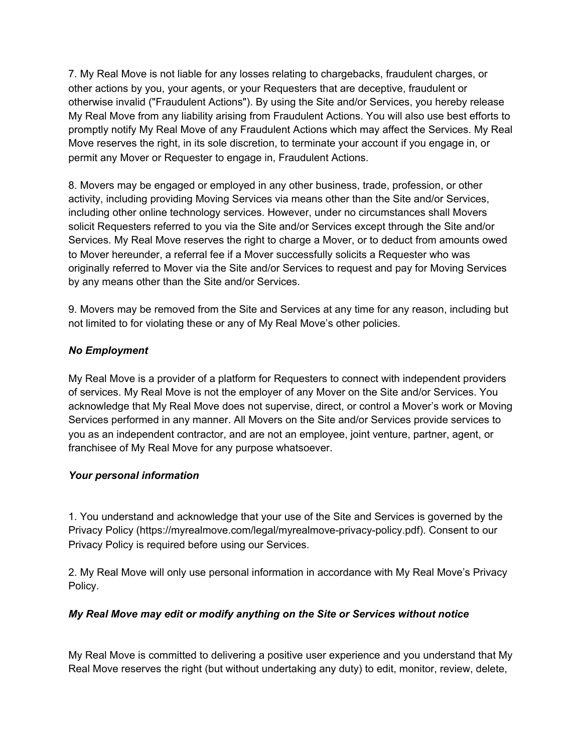7. My Real Move is not liable for any losses relating to chargebacks, fraudulent charges, or other actions by you, your agents, or your Requesters that are deceptive, fraudulent or otherwise invalid ("Fraudulent Actions"). By using the Site and/or Services, you hereby release My Real Move from any liability arising from Fraudulent Actions. You will also use best efforts to promptly notify My Real Move of any Fraudulent Actions which may affect the Services. My Real Move reserves the right, in its sole discretion, to terminate your account if you engage in, or permit any Mover or Requester to engage in, Fraudulent Actions.

8. Movers may be engaged or employed in any other business, trade, profession, or other activity, including providing Moving Services via means other than the Site and/or Services, including other online technology services. However, under no circumstances shall Movers solicit Requesters referred to you via the Site and/or Services except through the Site and/or Services. My Real Move reserves the right to charge a Mover, or to deduct from amounts owed to Mover hereunder, a referral fee if a Mover successfully solicits a Requester who was originally referred to Mover via the Site and/or Services to request and pay for Moving Services by any means other than the Site and/or Services.

9. Movers may be removed from the Site and Services at any time for any reason, including but not limited to for violating these or any of My Real Move's other policies.

***No Employment***

My Real Move is a provider of a platform for Requesters to connect with independent providers of services. My Real Move is not the employer of any Mover on the Site and/or Services. You acknowledge that My Real Move does not supervise, direct, or control a Mover's work or Moving Services performed in any manner. All Movers on the Site and/or Services provide services to you as an independent contractor, and are not an employee, joint venture, partner, agent, or franchisee of My Real Move for any purpose whatsoever.

***Your personal information***

1. You understand and acknowledge that your use of the Site and Services is governed by the Privacy Policy (https://myrealmove.com/legal/myrealmove-privacy-policy.pdf). Consent to our Privacy Policy is required before using our Services.

2. My Real Move will only use personal information in accordance with My Real Move's Privacy Policy.

***My Real Move may edit or modify anything on the Site or Services without notice***

My Real Move is committed to delivering a positive user experience and you understand that My Real Move reserves the right (but without undertaking any duty) to edit, monitor, review, delete,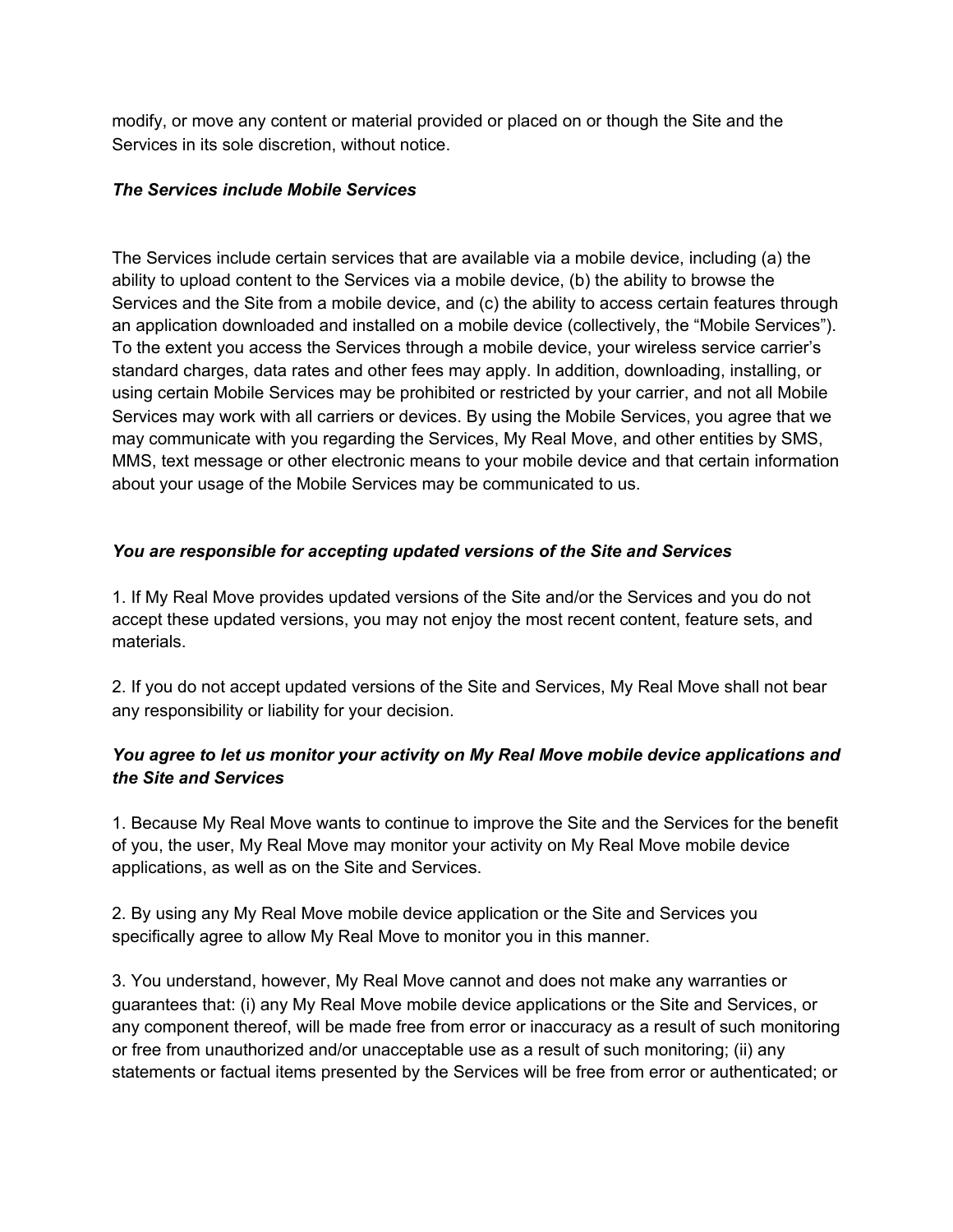modify, or move any content or material provided or placed on or though the Site and the Services in its sole discretion, without notice.

***The Services include Mobile Services***

The Services include certain services that are available via a mobile device, including (a) the ability to upload content to the Services via a mobile device, (b) the ability to browse the Services and the Site from a mobile device, and (c) the ability to access certain features through an application downloaded and installed on a mobile device (collectively, the "Mobile Services"). To the extent you access the Services through a mobile device, your wireless service carrier's standard charges, data rates and other fees may apply. In addition, downloading, installing, or using certain Mobile Services may be prohibited or restricted by your carrier, and not all Mobile Services may work with all carriers or devices. By using the Mobile Services, you agree that we may communicate with you regarding the Services, My Real Move, and other entities by SMS, MMS, text message or other electronic means to your mobile device and that certain information about your usage of the Mobile Services may be communicated to us.

***You are responsible for accepting updated versions of the Site and Services***

1. If My Real Move provides updated versions of the Site and/or the Services and you do not accept these updated versions, you may not enjoy the most recent content, feature sets, and materials.

2. If you do not accept updated versions of the Site and Services, My Real Move shall not bear any responsibility or liability for your decision.

***You agree to let us monitor your activity on My Real Move mobile device applications and the Site and Services***

1. Because My Real Move wants to continue to improve the Site and the Services for the benefit of you, the user, My Real Move may monitor your activity on My Real Move mobile device applications, as well as on the Site and Services.

2. By using any My Real Move mobile device application or the Site and Services you specifically agree to allow My Real Move to monitor you in this manner.

3. You understand, however, My Real Move cannot and does not make any warranties or guarantees that: (i) any My Real Move mobile device applications or the Site and Services, or any component thereof, will be made free from error or inaccuracy as a result of such monitoring or free from unauthorized and/or unacceptable use as a result of such monitoring; (ii) any statements or factual items presented by the Services will be free from error or authenticated; or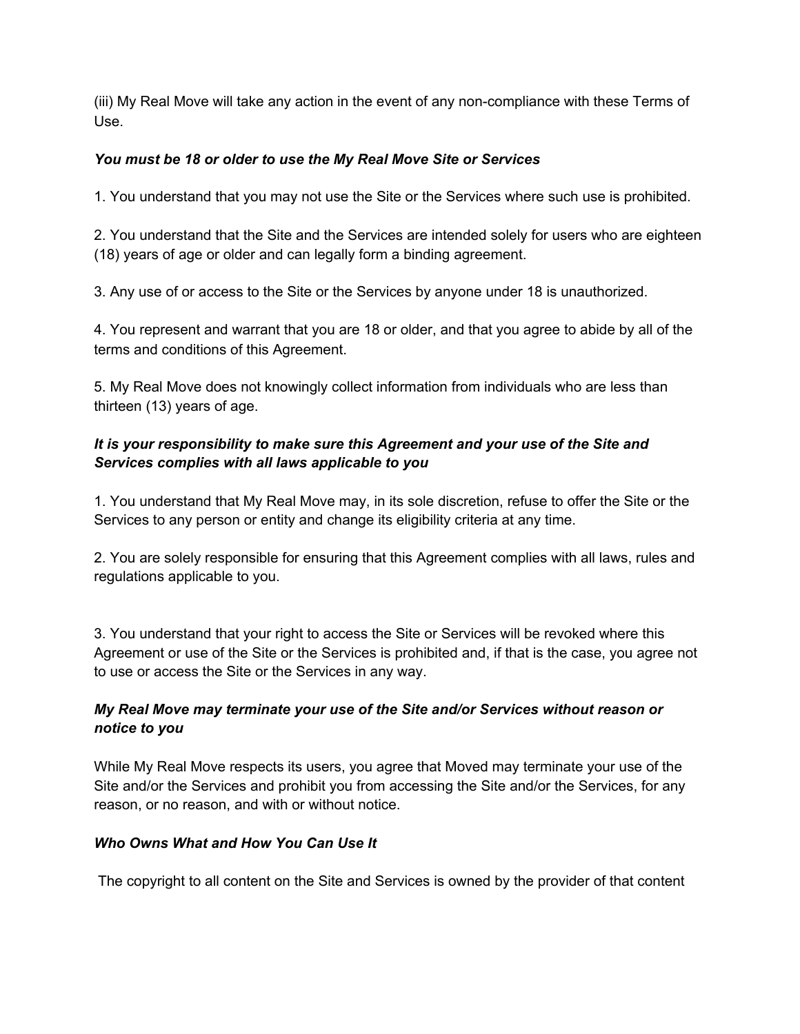(iii) My Real Move will take any action in the event of any non-compliance with these Terms of Use.

***You must be 18 or older to use the My Real Move Site or Services***

1. You understand that you may not use the Site or the Services where such use is prohibited.

2. You understand that the Site and the Services are intended solely for users who are eighteen (18) years of age or older and can legally form a binding agreement.

3. Any use of or access to the Site or the Services by anyone under 18 is unauthorized.

4. You represent and warrant that you are 18 or older, and that you agree to abide by all of the terms and conditions of this Agreement.

5. My Real Move does not knowingly collect information from individuals who are less than thirteen (13) years of age.

***It is your responsibility to make sure this Agreement and your use of the Site and Services complies with all laws applicable to you***

1. You understand that My Real Move may, in its sole discretion, refuse to offer the Site or the Services to any person or entity and change its eligibility criteria at any time.

2. You are solely responsible for ensuring that this Agreement complies with all laws, rules and regulations applicable to you.

3. You understand that your right to access the Site or Services will be revoked where this Agreement or use of the Site or the Services is prohibited and, if that is the case, you agree not to use or access the Site or the Services in any way.

***My Real Move may terminate your use of the Site and/or Services without reason or notice to you***

While My Real Move respects its users, you agree that Moved may terminate your use of the Site and/or the Services and prohibit you from accessing the Site and/or the Services, for any reason, or no reason, and with or without notice.

***Who Owns What and How You Can Use It***

The copyright to all content on the Site and Services is owned by the provider of that content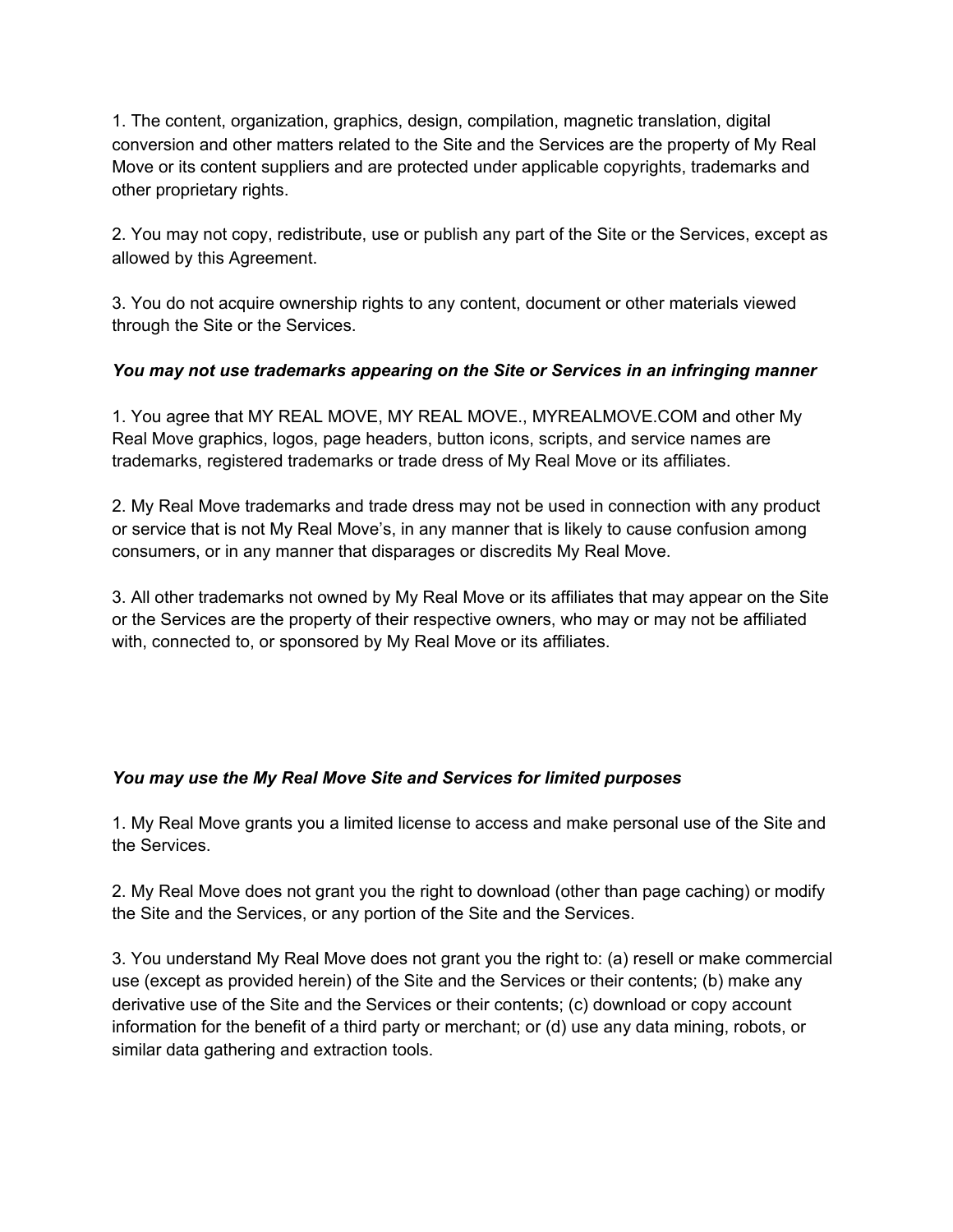1. The content, organization, graphics, design, compilation, magnetic translation, digital conversion and other matters related to the Site and the Services are the property of My Real Move or its content suppliers and are protected under applicable copyrights, trademarks and other proprietary rights.

2. You may not copy, redistribute, use or publish any part of the Site or the Services, except as allowed by this Agreement.

3. You do not acquire ownership rights to any content, document or other materials viewed through the Site or the Services.

***You may not use trademarks appearing on the Site or Services in an infringing manner***

1. You agree that MY REAL MOVE, MY REAL MOVE., MYREALMOVE.COM and other My Real Move graphics, logos, page headers, button icons, scripts, and service names are trademarks, registered trademarks or trade dress of My Real Move or its affiliates.

2. My Real Move trademarks and trade dress may not be used in connection with any product or service that is not My Real Move's, in any manner that is likely to cause confusion among consumers, or in any manner that disparages or discredits My Real Move.

3. All other trademarks not owned by My Real Move or its affiliates that may appear on the Site or the Services are the property of their respective owners, who may or may not be affiliated with, connected to, or sponsored by My Real Move or its affiliates.

***You may use the My Real Move Site and Services for limited purposes***

1. My Real Move grants you a limited license to access and make personal use of the Site and the Services.

2. My Real Move does not grant you the right to download (other than page caching) or modify the Site and the Services, or any portion of the Site and the Services.

3. You understand My Real Move does not grant you the right to: (a) resell or make commercial use (except as provided herein) of the Site and the Services or their contents; (b) make any derivative use of the Site and the Services or their contents; (c) download or copy account information for the benefit of a third party or merchant; or (d) use any data mining, robots, or similar data gathering and extraction tools.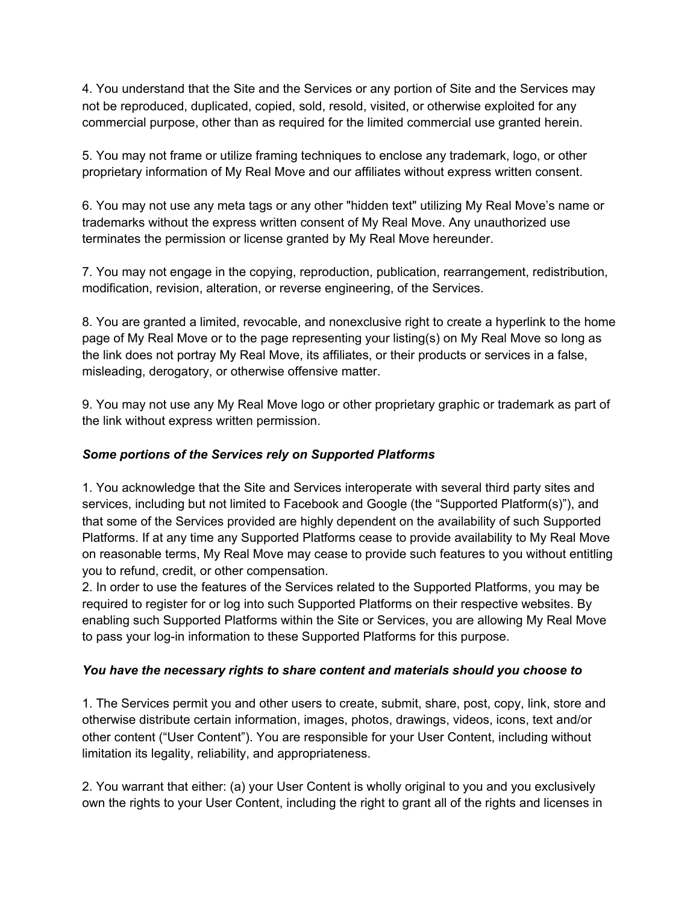4. You understand that the Site and the Services or any portion of Site and the Services may not be reproduced, duplicated, copied, sold, resold, visited, or otherwise exploited for any commercial purpose, other than as required for the limited commercial use granted herein.

5. You may not frame or utilize framing techniques to enclose any trademark, logo, or other proprietary information of My Real Move and our affiliates without express written consent.

6. You may not use any meta tags or any other "hidden text" utilizing My Real Move's name or trademarks without the express written consent of My Real Move. Any unauthorized use terminates the permission or license granted by My Real Move hereunder.

7. You may not engage in the copying, reproduction, publication, rearrangement, redistribution, modification, revision, alteration, or reverse engineering, of the Services.

8. You are granted a limited, revocable, and nonexclusive right to create a hyperlink to the home page of My Real Move or to the page representing your listing(s) on My Real Move so long as the link does not portray My Real Move, its affiliates, or their products or services in a false, misleading, derogatory, or otherwise offensive matter.

9. You may not use any My Real Move logo or other proprietary graphic or trademark as part of the link without express written permission.

***Some portions of the Services rely on Supported Platforms***

1. You acknowledge that the Site and Services interoperate with several third party sites and services, including but not limited to Facebook and Google (the "Supported Platform(s)"), and that some of the Services provided are highly dependent on the availability of such Supported Platforms. If at any time any Supported Platforms cease to provide availability to My Real Move on reasonable terms, My Real Move may cease to provide such features to you without entitling you to refund, credit, or other compensation.
2. In order to use the features of the Services related to the Supported Platforms, you may be required to register for or log into such Supported Platforms on their respective websites. By enabling such Supported Platforms within the Site or Services, you are allowing My Real Move to pass your log-in information to these Supported Platforms for this purpose.

***You have the necessary rights to share content and materials should you choose to***

1. The Services permit you and other users to create, submit, share, post, copy, link, store and otherwise distribute certain information, images, photos, drawings, videos, icons, text and/or other content ("User Content"). You are responsible for your User Content, including without limitation its legality, reliability, and appropriateness.

2. You warrant that either: (a) your User Content is wholly original to you and you exclusively own the rights to your User Content, including the right to grant all of the rights and licenses in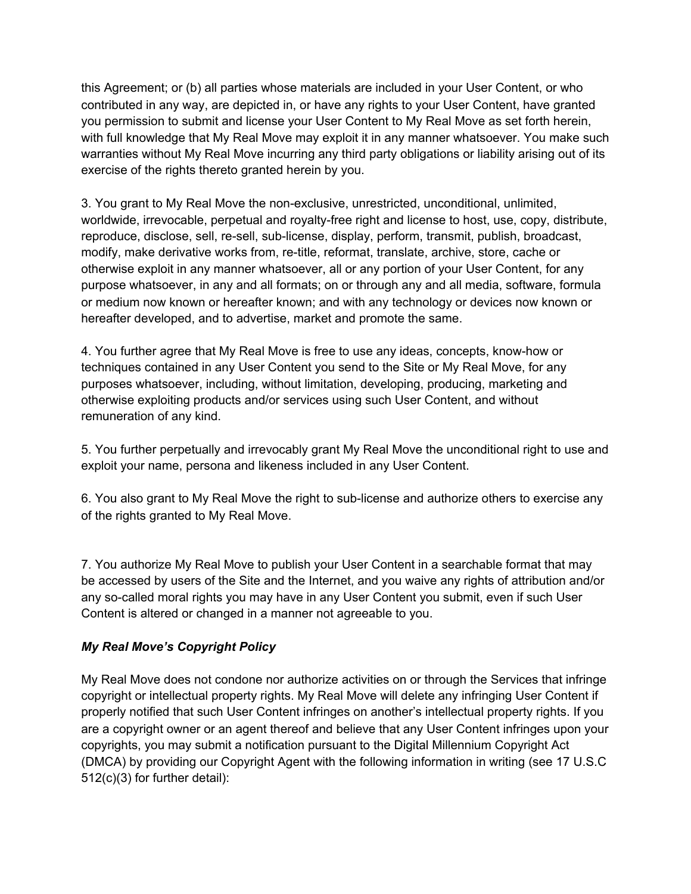this Agreement; or (b) all parties whose materials are included in your User Content, or who contributed in any way, are depicted in, or have any rights to your User Content, have granted you permission to submit and license your User Content to My Real Move as set forth herein, with full knowledge that My Real Move may exploit it in any manner whatsoever. You make such warranties without My Real Move incurring any third party obligations or liability arising out of its exercise of the rights thereto granted herein by you.

3. You grant to My Real Move the non-exclusive, unrestricted, unconditional, unlimited, worldwide, irrevocable, perpetual and royalty-free right and license to host, use, copy, distribute, reproduce, disclose, sell, re-sell, sub-license, display, perform, transmit, publish, broadcast, modify, make derivative works from, re-title, reformat, translate, archive, store, cache or otherwise exploit in any manner whatsoever, all or any portion of your User Content, for any purpose whatsoever, in any and all formats; on or through any and all media, software, formula or medium now known or hereafter known; and with any technology or devices now known or hereafter developed, and to advertise, market and promote the same.

4. You further agree that My Real Move is free to use any ideas, concepts, know-how or techniques contained in any User Content you send to the Site or My Real Move, for any purposes whatsoever, including, without limitation, developing, producing, marketing and otherwise exploiting products and/or services using such User Content, and without remuneration of any kind.

5. You further perpetually and irrevocably grant My Real Move the unconditional right to use and exploit your name, persona and likeness included in any User Content.

6. You also grant to My Real Move the right to sub-license and authorize others to exercise any of the rights granted to My Real Move.

7. You authorize My Real Move to publish your User Content in a searchable format that may be accessed by users of the Site and the Internet, and you waive any rights of attribution and/or any so-called moral rights you may have in any User Content you submit, even if such User Content is altered or changed in a manner not agreeable to you.

***My Real Move's Copyright Policy***

My Real Move does not condone nor authorize activities on or through the Services that infringe copyright or intellectual property rights. My Real Move will delete any infringing User Content if properly notified that such User Content infringes on another's intellectual property rights. If you are a copyright owner or an agent thereof and believe that any User Content infringes upon your copyrights, you may submit a notification pursuant to the Digital Millennium Copyright Act (DMCA) by providing our Copyright Agent with the following information in writing (see 17 U.S.C 512(c)(3) for further detail):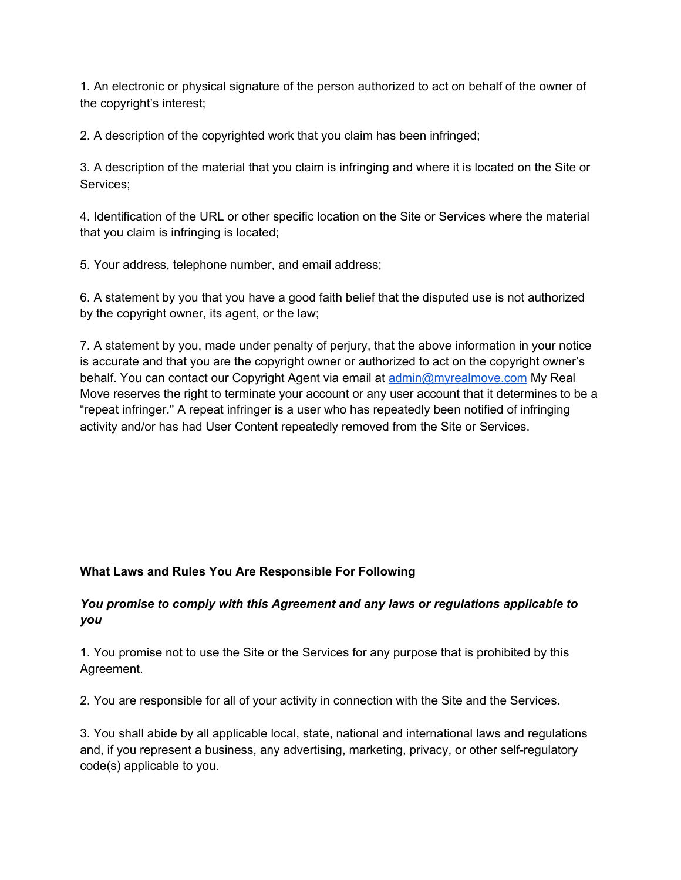1. An electronic or physical signature of the person authorized to act on behalf of the owner of the copyright's interest;

2. A description of the copyrighted work that you claim has been infringed;

3. A description of the material that you claim is infringing and where it is located on the Site or Services;

4. Identification of the URL or other specific location on the Site or Services where the material that you claim is infringing is located;

5. Your address, telephone number, and email address;

6. A statement by you that you have a good faith belief that the disputed use is not authorized by the copyright owner, its agent, or the law;

7. A statement by you, made under penalty of perjury, that the above information in your notice is accurate and that you are the copyright owner or authorized to act on the copyright owner's behalf. You can contact our Copyright Agent via email at admin@myrealmove.com My Real Move reserves the right to terminate your account or any user account that it determines to be a "repeat infringer." A repeat infringer is a user who has repeatedly been notified of infringing activity and/or has had User Content repeatedly removed from the Site or Services.

**What Laws and Rules You Are Responsible For Following**

***You promise to comply with this Agreement and any laws or regulations applicable to you***

1. You promise not to use the Site or the Services for any purpose that is prohibited by this Agreement.

2. You are responsible for all of your activity in connection with the Site and the Services.

3. You shall abide by all applicable local, state, national and international laws and regulations and, if you represent a business, any advertising, marketing, privacy, or other self-regulatory code(s) applicable to you.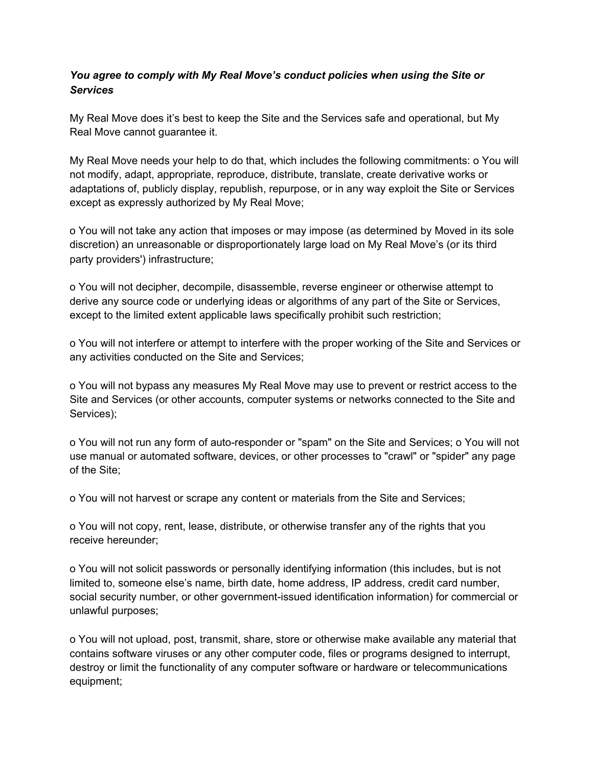***You agree to comply with My Real Move's conduct policies when using the Site or Services***

My Real Move does it's best to keep the Site and the Services safe and operational, but My Real Move cannot guarantee it.

My Real Move needs your help to do that, which includes the following commitments: o You will not modify, adapt, appropriate, reproduce, distribute, translate, create derivative works or adaptations of, publicly display, republish, repurpose, or in any way exploit the Site or Services except as expressly authorized by My Real Move;

o You will not take any action that imposes or may impose (as determined by Moved in its sole discretion) an unreasonable or disproportionately large load on My Real Move's (or its third party providers') infrastructure;

o You will not decipher, decompile, disassemble, reverse engineer or otherwise attempt to derive any source code or underlying ideas or algorithms of any part of the Site or Services, except to the limited extent applicable laws specifically prohibit such restriction;

o You will not interfere or attempt to interfere with the proper working of the Site and Services or any activities conducted on the Site and Services;

o You will not bypass any measures My Real Move may use to prevent or restrict access to the Site and Services (or other accounts, computer systems or networks connected to the Site and Services);

o You will not run any form of auto-responder or "spam" on the Site and Services; o You will not use manual or automated software, devices, or other processes to "crawl" or "spider" any page of the Site;

o You will not harvest or scrape any content or materials from the Site and Services;

o You will not copy, rent, lease, distribute, or otherwise transfer any of the rights that you receive hereunder;

o You will not solicit passwords or personally identifying information (this includes, but is not limited to, someone else's name, birth date, home address, IP address, credit card number, social security number, or other government-issued identification information) for commercial or unlawful purposes;

o You will not upload, post, transmit, share, store or otherwise make available any material that contains software viruses or any other computer code, files or programs designed to interrupt, destroy or limit the functionality of any computer software or hardware or telecommunications equipment;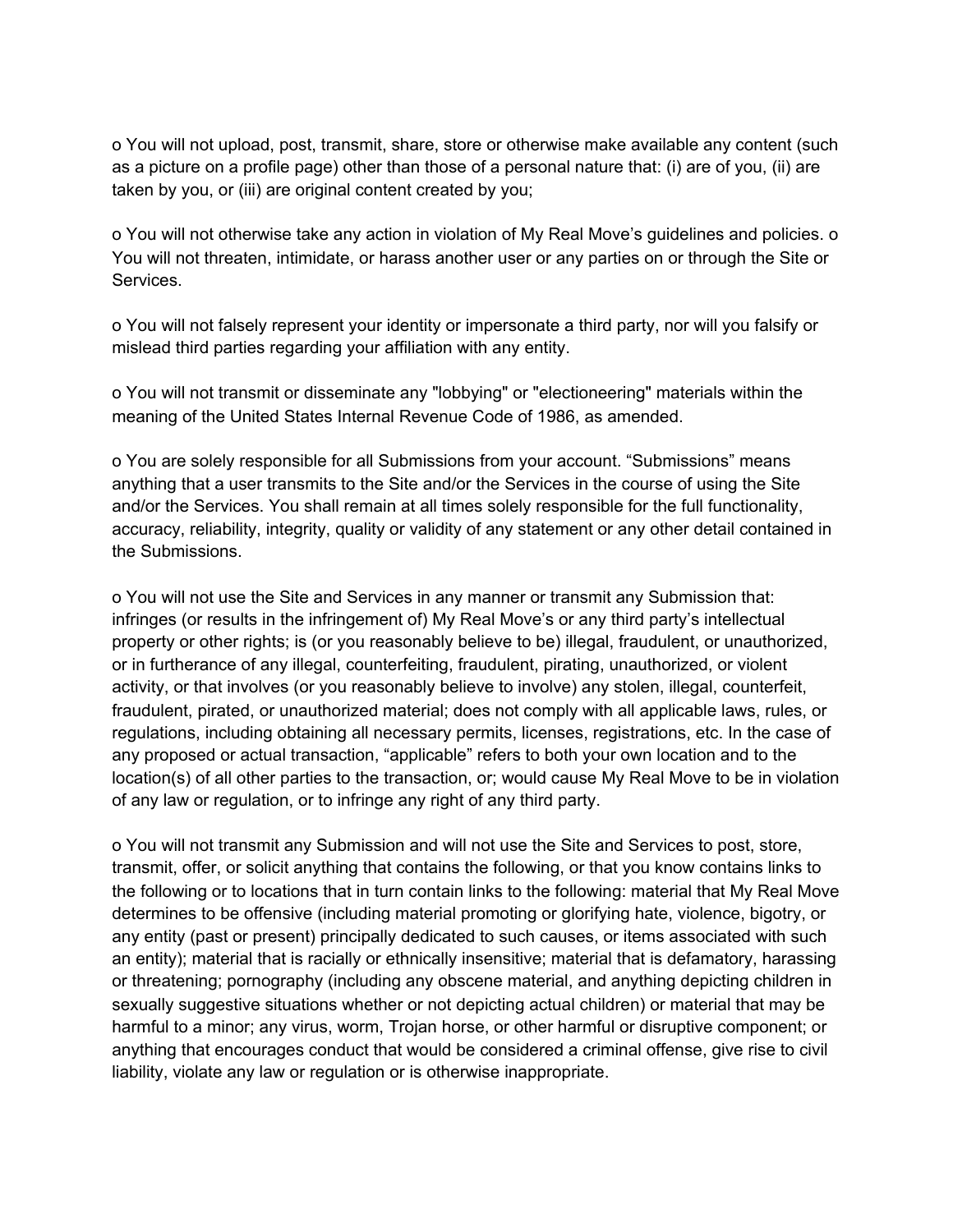o You will not upload, post, transmit, share, store or otherwise make available any content (such as a picture on a profile page) other than those of a personal nature that: (i) are of you, (ii) are taken by you, or (iii) are original content created by you;

o You will not otherwise take any action in violation of My Real Move's guidelines and policies. o You will not threaten, intimidate, or harass another user or any parties on or through the Site or Services.

o You will not falsely represent your identity or impersonate a third party, nor will you falsify or mislead third parties regarding your affiliation with any entity.

o You will not transmit or disseminate any "lobbying" or "electioneering" materials within the meaning of the United States Internal Revenue Code of 1986, as amended.

o You are solely responsible for all Submissions from your account. "Submissions" means anything that a user transmits to the Site and/or the Services in the course of using the Site and/or the Services. You shall remain at all times solely responsible for the full functionality, accuracy, reliability, integrity, quality or validity of any statement or any other detail contained in the Submissions.

o You will not use the Site and Services in any manner or transmit any Submission that: infringes (or results in the infringement of) My Real Move's or any third party's intellectual property or other rights; is (or you reasonably believe to be) illegal, fraudulent, or unauthorized, or in furtherance of any illegal, counterfeiting, fraudulent, pirating, unauthorized, or violent activity, or that involves (or you reasonably believe to involve) any stolen, illegal, counterfeit, fraudulent, pirated, or unauthorized material; does not comply with all applicable laws, rules, or regulations, including obtaining all necessary permits, licenses, registrations, etc. In the case of any proposed or actual transaction, "applicable" refers to both your own location and to the location(s) of all other parties to the transaction, or; would cause My Real Move to be in violation of any law or regulation, or to infringe any right of any third party.

o You will not transmit any Submission and will not use the Site and Services to post, store, transmit, offer, or solicit anything that contains the following, or that you know contains links to the following or to locations that in turn contain links to the following: material that My Real Move determines to be offensive (including material promoting or glorifying hate, violence, bigotry, or any entity (past or present) principally dedicated to such causes, or items associated with such an entity); material that is racially or ethnically insensitive; material that is defamatory, harassing or threatening; pornography (including any obscene material, and anything depicting children in sexually suggestive situations whether or not depicting actual children) or material that may be harmful to a minor; any virus, worm, Trojan horse, or other harmful or disruptive component; or anything that encourages conduct that would be considered a criminal offense, give rise to civil liability, violate any law or regulation or is otherwise inappropriate.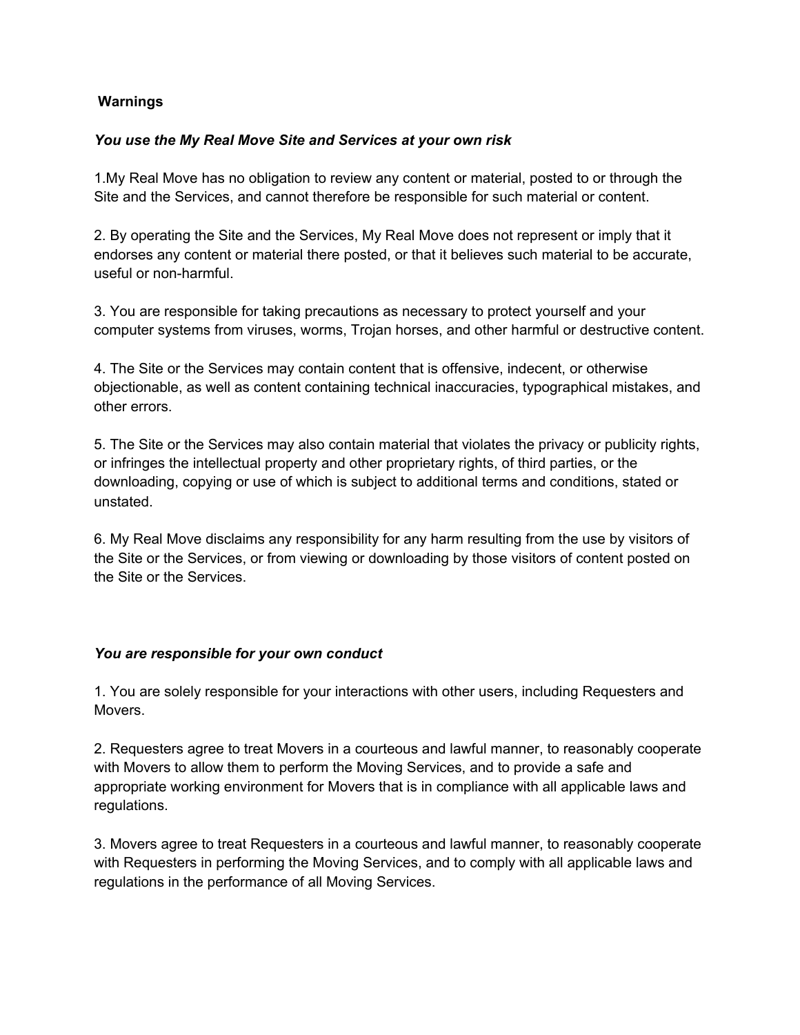**Warnings**

***You use the My Real Move Site and Services at your own risk***

1.My Real Move has no obligation to review any content or material, posted to or through the Site and the Services, and cannot therefore be responsible for such material or content.

2. By operating the Site and the Services, My Real Move does not represent or imply that it endorses any content or material there posted, or that it believes such material to be accurate, useful or non-harmful.

3. You are responsible for taking precautions as necessary to protect yourself and your computer systems from viruses, worms, Trojan horses, and other harmful or destructive content.

4. The Site or the Services may contain content that is offensive, indecent, or otherwise objectionable, as well as content containing technical inaccuracies, typographical mistakes, and other errors.

5. The Site or the Services may also contain material that violates the privacy or publicity rights, or infringes the intellectual property and other proprietary rights, of third parties, or the downloading, copying or use of which is subject to additional terms and conditions, stated or unstated.

6. My Real Move disclaims any responsibility for any harm resulting from the use by visitors of the Site or the Services, or from viewing or downloading by those visitors of content posted on the Site or the Services.

***You are responsible for your own conduct***

1. You are solely responsible for your interactions with other users, including Requesters and Movers.

2. Requesters agree to treat Movers in a courteous and lawful manner, to reasonably cooperate with Movers to allow them to perform the Moving Services, and to provide a safe and appropriate working environment for Movers that is in compliance with all applicable laws and regulations.

3. Movers agree to treat Requesters in a courteous and lawful manner, to reasonably cooperate with Requesters in performing the Moving Services, and to comply with all applicable laws and regulations in the performance of all Moving Services.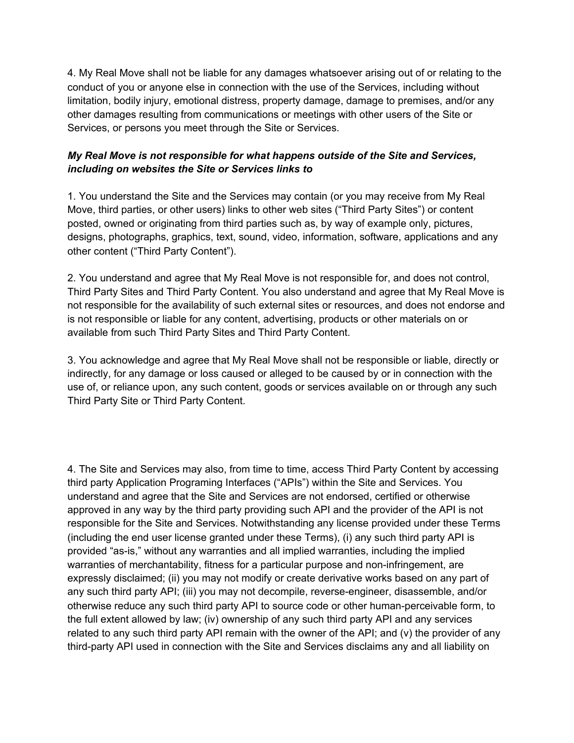4. My Real Move shall not be liable for any damages whatsoever arising out of or relating to the conduct of you or anyone else in connection with the use of the Services, including without limitation, bodily injury, emotional distress, property damage, damage to premises, and/or any other damages resulting from communications or meetings with other users of the Site or Services, or persons you meet through the Site or Services.

***My Real Move is not responsible for what happens outside of the Site and Services, including on websites the Site or Services links to***

1. You understand the Site and the Services may contain (or you may receive from My Real Move, third parties, or other users) links to other web sites ("Third Party Sites") or content posted, owned or originating from third parties such as, by way of example only, pictures, designs, photographs, graphics, text, sound, video, information, software, applications and any other content ("Third Party Content").

2. You understand and agree that My Real Move is not responsible for, and does not control, Third Party Sites and Third Party Content. You also understand and agree that My Real Move is not responsible for the availability of such external sites or resources, and does not endorse and is not responsible or liable for any content, advertising, products or other materials on or available from such Third Party Sites and Third Party Content.

3. You acknowledge and agree that My Real Move shall not be responsible or liable, directly or indirectly, for any damage or loss caused or alleged to be caused by or in connection with the use of, or reliance upon, any such content, goods or services available on or through any such Third Party Site or Third Party Content.

4. The Site and Services may also, from time to time, access Third Party Content by accessing third party Application Programing Interfaces ("APIs") within the Site and Services. You understand and agree that the Site and Services are not endorsed, certified or otherwise approved in any way by the third party providing such API and the provider of the API is not responsible for the Site and Services. Notwithstanding any license provided under these Terms (including the end user license granted under these Terms), (i) any such third party API is provided "as-is," without any warranties and all implied warranties, including the implied warranties of merchantability, fitness for a particular purpose and non-infringement, are expressly disclaimed; (ii) you may not modify or create derivative works based on any part of any such third party API; (iii) you may not decompile, reverse-engineer, disassemble, and/or otherwise reduce any such third party API to source code or other human-perceivable form, to the full extent allowed by law; (iv) ownership of any such third party API and any services related to any such third party API remain with the owner of the API; and (v) the provider of any third-party API used in connection with the Site and Services disclaims any and all liability on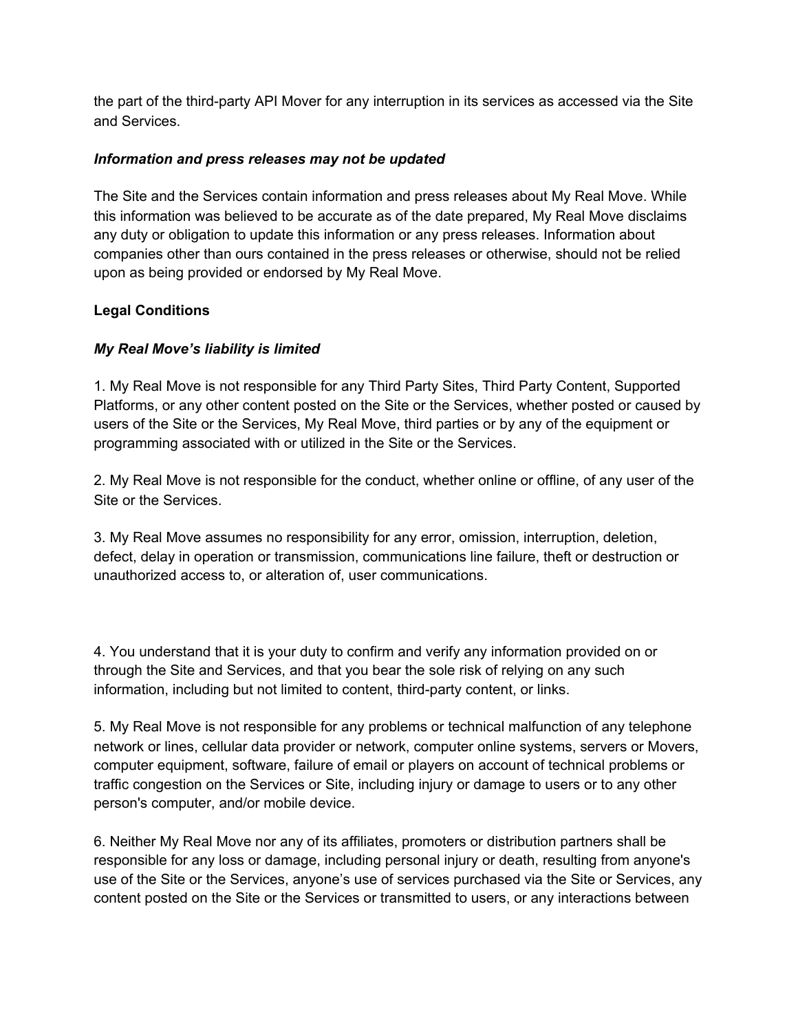the part of the third-party API Mover for any interruption in its services as accessed via the Site and Services.

***Information and press releases may not be updated***

The Site and the Services contain information and press releases about My Real Move. While this information was believed to be accurate as of the date prepared, My Real Move disclaims any duty or obligation to update this information or any press releases. Information about companies other than ours contained in the press releases or otherwise, should not be relied upon as being provided or endorsed by My Real Move.

**Legal Conditions**

***My Real Move's liability is limited***

1. My Real Move is not responsible for any Third Party Sites, Third Party Content, Supported Platforms, or any other content posted on the Site or the Services, whether posted or caused by users of the Site or the Services, My Real Move, third parties or by any of the equipment or programming associated with or utilized in the Site or the Services.

2. My Real Move is not responsible for the conduct, whether online or offline, of any user of the Site or the Services.

3. My Real Move assumes no responsibility for any error, omission, interruption, deletion, defect, delay in operation or transmission, communications line failure, theft or destruction or unauthorized access to, or alteration of, user communications.

4. You understand that it is your duty to confirm and verify any information provided on or through the Site and Services, and that you bear the sole risk of relying on any such information, including but not limited to content, third-party content, or links.

5. My Real Move is not responsible for any problems or technical malfunction of any telephone network or lines, cellular data provider or network, computer online systems, servers or Movers, computer equipment, software, failure of email or players on account of technical problems or traffic congestion on the Services or Site, including injury or damage to users or to any other person's computer, and/or mobile device.

6. Neither My Real Move nor any of its affiliates, promoters or distribution partners shall be responsible for any loss or damage, including personal injury or death, resulting from anyone's use of the Site or the Services, anyone's use of services purchased via the Site or Services, any content posted on the Site or the Services or transmitted to users, or any interactions between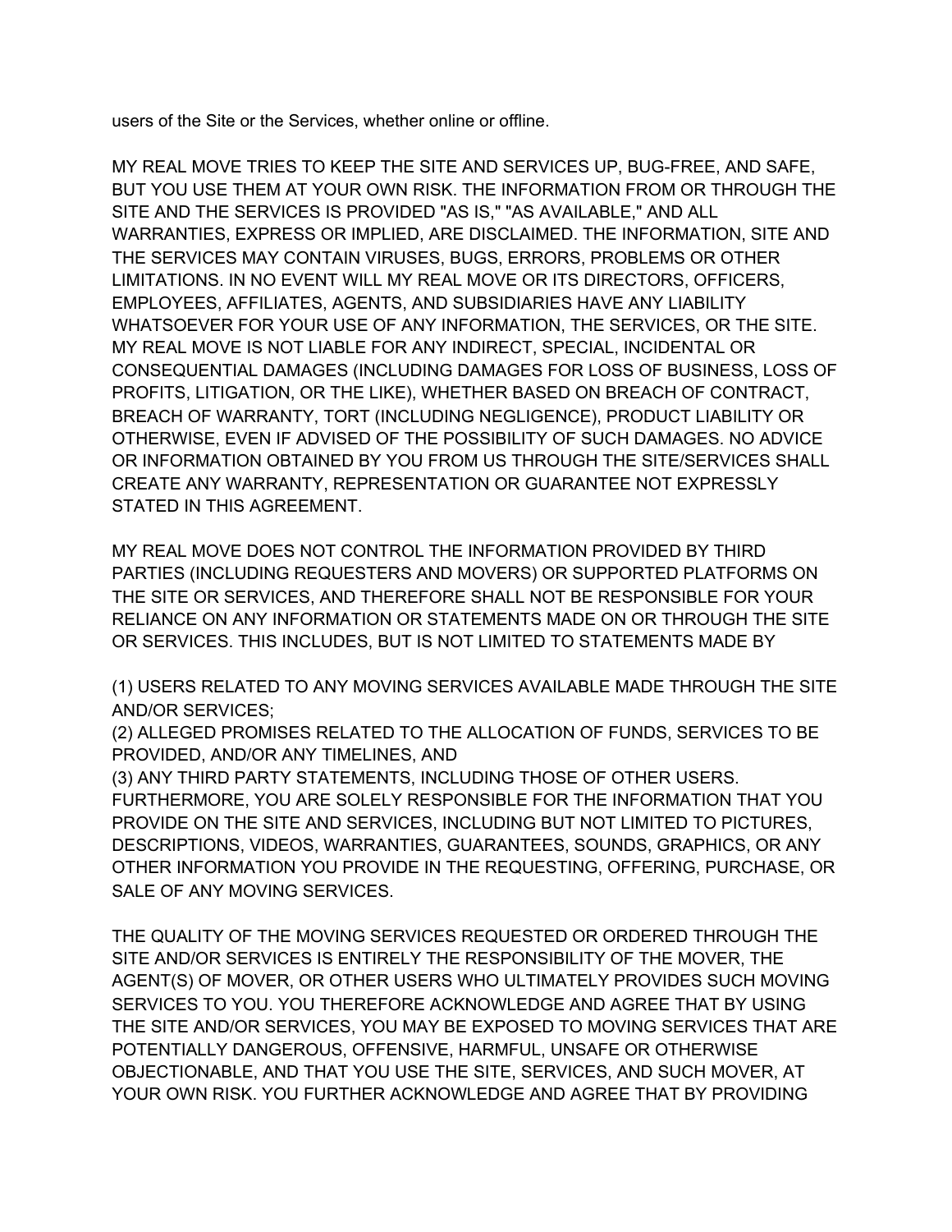users of the Site or the Services, whether online or offline.

MY REAL MOVE TRIES TO KEEP THE SITE AND SERVICES UP, BUG-FREE, AND SAFE, BUT YOU USE THEM AT YOUR OWN RISK. THE INFORMATION FROM OR THROUGH THE SITE AND THE SERVICES IS PROVIDED "AS IS," "AS AVAILABLE," AND ALL WARRANTIES, EXPRESS OR IMPLIED, ARE DISCLAIMED. THE INFORMATION, SITE AND THE SERVICES MAY CONTAIN VIRUSES, BUGS, ERRORS, PROBLEMS OR OTHER LIMITATIONS. IN NO EVENT WILL MY REAL MOVE OR ITS DIRECTORS, OFFICERS, EMPLOYEES, AFFILIATES, AGENTS, AND SUBSIDIARIES HAVE ANY LIABILITY WHATSOEVER FOR YOUR USE OF ANY INFORMATION, THE SERVICES, OR THE SITE. MY REAL MOVE IS NOT LIABLE FOR ANY INDIRECT, SPECIAL, INCIDENTAL OR CONSEQUENTIAL DAMAGES (INCLUDING DAMAGES FOR LOSS OF BUSINESS, LOSS OF PROFITS, LITIGATION, OR THE LIKE), WHETHER BASED ON BREACH OF CONTRACT, BREACH OF WARRANTY, TORT (INCLUDING NEGLIGENCE), PRODUCT LIABILITY OR OTHERWISE, EVEN IF ADVISED OF THE POSSIBILITY OF SUCH DAMAGES. NO ADVICE OR INFORMATION OBTAINED BY YOU FROM US THROUGH THE SITE/SERVICES SHALL CREATE ANY WARRANTY, REPRESENTATION OR GUARANTEE NOT EXPRESSLY STATED IN THIS AGREEMENT.

MY REAL MOVE DOES NOT CONTROL THE INFORMATION PROVIDED BY THIRD PARTIES (INCLUDING REQUESTERS AND MOVERS) OR SUPPORTED PLATFORMS ON THE SITE OR SERVICES, AND THEREFORE SHALL NOT BE RESPONSIBLE FOR YOUR RELIANCE ON ANY INFORMATION OR STATEMENTS MADE ON OR THROUGH THE SITE OR SERVICES. THIS INCLUDES, BUT IS NOT LIMITED TO STATEMENTS MADE BY

(1) USERS RELATED TO ANY MOVING SERVICES AVAILABLE MADE THROUGH THE SITE AND/OR SERVICES;
(2) ALLEGED PROMISES RELATED TO THE ALLOCATION OF FUNDS, SERVICES TO BE PROVIDED, AND/OR ANY TIMELINES, AND
(3) ANY THIRD PARTY STATEMENTS, INCLUDING THOSE OF OTHER USERS. FURTHERMORE, YOU ARE SOLELY RESPONSIBLE FOR THE INFORMATION THAT YOU PROVIDE ON THE SITE AND SERVICES, INCLUDING BUT NOT LIMITED TO PICTURES, DESCRIPTIONS, VIDEOS, WARRANTIES, GUARANTEES, SOUNDS, GRAPHICS, OR ANY OTHER INFORMATION YOU PROVIDE IN THE REQUESTING, OFFERING, PURCHASE, OR SALE OF ANY MOVING SERVICES.

THE QUALITY OF THE MOVING SERVICES REQUESTED OR ORDERED THROUGH THE SITE AND/OR SERVICES IS ENTIRELY THE RESPONSIBILITY OF THE MOVER, THE AGENT(S) OF MOVER, OR OTHER USERS WHO ULTIMATELY PROVIDES SUCH MOVING SERVICES TO YOU. YOU THEREFORE ACKNOWLEDGE AND AGREE THAT BY USING THE SITE AND/OR SERVICES, YOU MAY BE EXPOSED TO MOVING SERVICES THAT ARE POTENTIALLY DANGEROUS, OFFENSIVE, HARMFUL, UNSAFE OR OTHERWISE OBJECTIONABLE, AND THAT YOU USE THE SITE, SERVICES, AND SUCH MOVER, AT YOUR OWN RISK. YOU FURTHER ACKNOWLEDGE AND AGREE THAT BY PROVIDING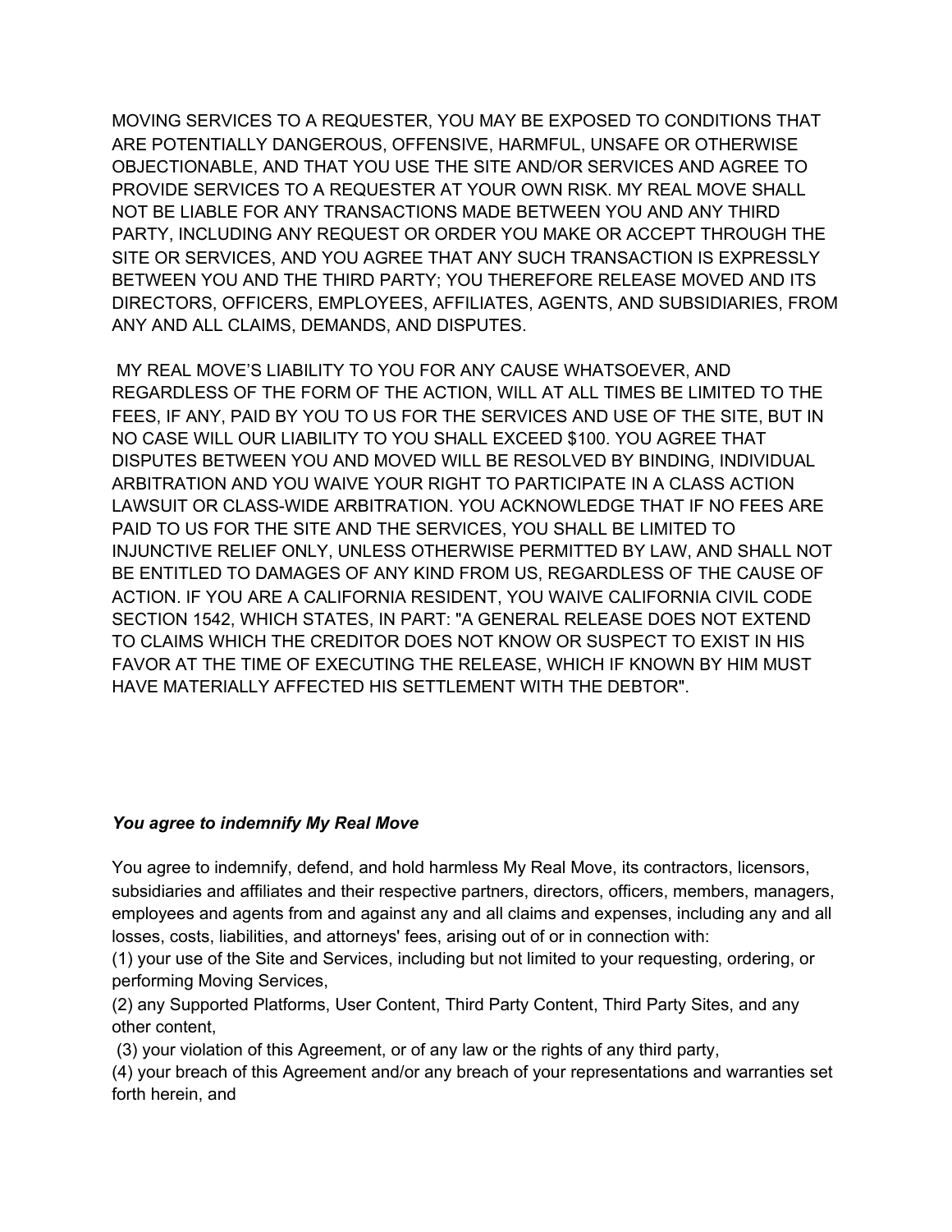MOVING SERVICES TO A REQUESTER, YOU MAY BE EXPOSED TO CONDITIONS THAT ARE POTENTIALLY DANGEROUS, OFFENSIVE, HARMFUL, UNSAFE OR OTHERWISE OBJECTIONABLE, AND THAT YOU USE THE SITE AND/OR SERVICES AND AGREE TO PROVIDE SERVICES TO A REQUESTER AT YOUR OWN RISK. MY REAL MOVE SHALL NOT BE LIABLE FOR ANY TRANSACTIONS MADE BETWEEN YOU AND ANY THIRD PARTY, INCLUDING ANY REQUEST OR ORDER YOU MAKE OR ACCEPT THROUGH THE SITE OR SERVICES, AND YOU AGREE THAT ANY SUCH TRANSACTION IS EXPRESSLY BETWEEN YOU AND THE THIRD PARTY; YOU THEREFORE RELEASE MOVED AND ITS DIRECTORS, OFFICERS, EMPLOYEES, AFFILIATES, AGENTS, AND SUBSIDIARIES, FROM ANY AND ALL CLAIMS, DEMANDS, AND DISPUTES.

MY REAL MOVE'S LIABILITY TO YOU FOR ANY CAUSE WHATSOEVER, AND REGARDLESS OF THE FORM OF THE ACTION, WILL AT ALL TIMES BE LIMITED TO THE FEES, IF ANY, PAID BY YOU TO US FOR THE SERVICES AND USE OF THE SITE, BUT IN NO CASE WILL OUR LIABILITY TO YOU SHALL EXCEED $100. YOU AGREE THAT DISPUTES BETWEEN YOU AND MOVED WILL BE RESOLVED BY BINDING, INDIVIDUAL ARBITRATION AND YOU WAIVE YOUR RIGHT TO PARTICIPATE IN A CLASS ACTION LAWSUIT OR CLASS-WIDE ARBITRATION. YOU ACKNOWLEDGE THAT IF NO FEES ARE PAID TO US FOR THE SITE AND THE SERVICES, YOU SHALL BE LIMITED TO INJUNCTIVE RELIEF ONLY, UNLESS OTHERWISE PERMITTED BY LAW, AND SHALL NOT BE ENTITLED TO DAMAGES OF ANY KIND FROM US, REGARDLESS OF THE CAUSE OF ACTION. IF YOU ARE A CALIFORNIA RESIDENT, YOU WAIVE CALIFORNIA CIVIL CODE SECTION 1542, WHICH STATES, IN PART: "A GENERAL RELEASE DOES NOT EXTEND TO CLAIMS WHICH THE CREDITOR DOES NOT KNOW OR SUSPECT TO EXIST IN HIS FAVOR AT THE TIME OF EXECUTING THE RELEASE, WHICH IF KNOWN BY HIM MUST HAVE MATERIALLY AFFECTED HIS SETTLEMENT WITH THE DEBTOR".

***You agree to indemnify My Real Move***

You agree to indemnify, defend, and hold harmless My Real Move, its contractors, licensors, subsidiaries and affiliates and their respective partners, directors, officers, members, managers, employees and agents from and against any and all claims and expenses, including any and all losses, costs, liabilities, and attorneys' fees, arising out of or in connection with:

(1) your use of the Site and Services, including but not limited to your requesting, ordering, or performing Moving Services,

(2) any Supported Platforms, User Content, Third Party Content, Third Party Sites, and any other content,

(3) your violation of this Agreement, or of any law or the rights of any third party,

(4) your breach of this Agreement and/or any breach of your representations and warranties set forth herein, and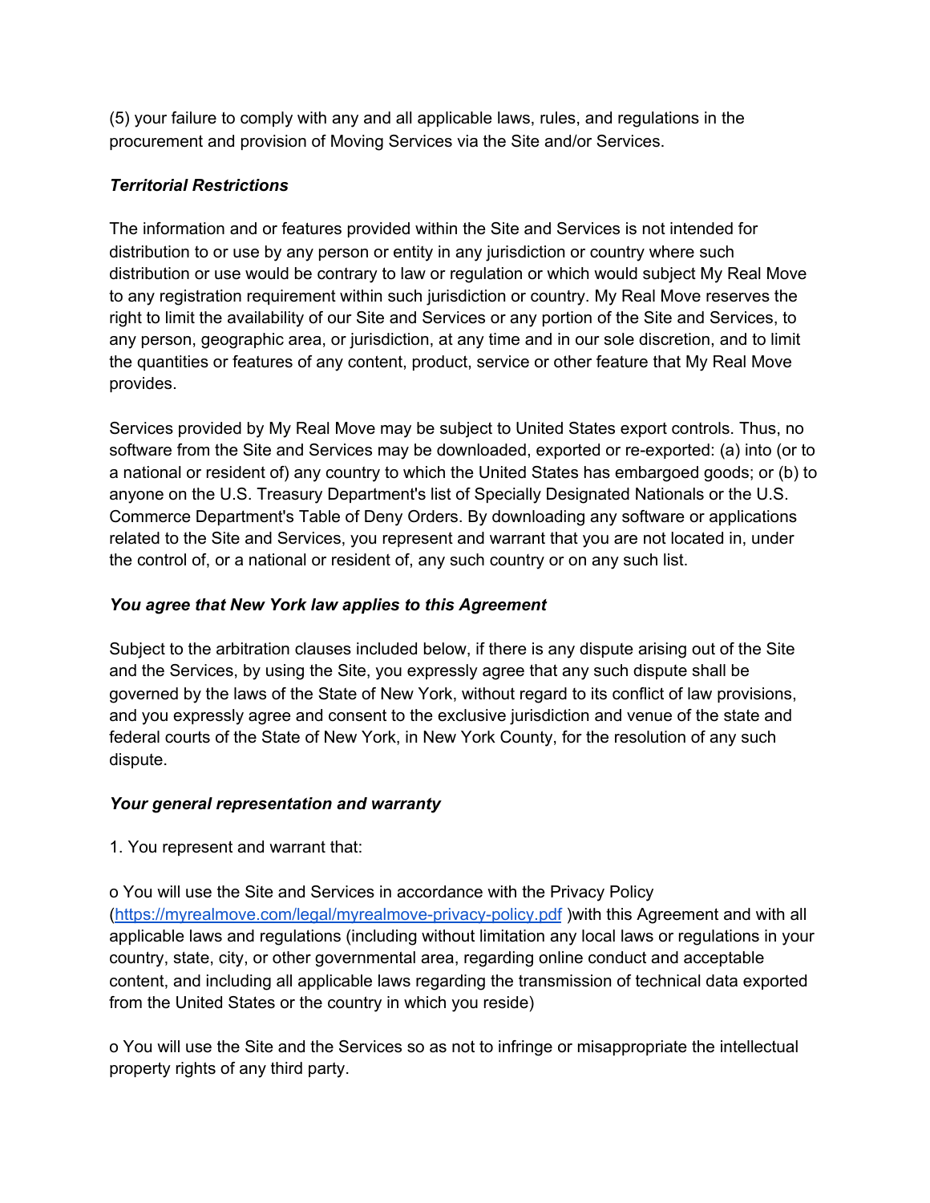(5) your failure to comply with any and all applicable laws, rules, and regulations in the procurement and provision of Moving Services via the Site and/or Services.

***Territorial Restrictions***

The information and or features provided within the Site and Services is not intended for distribution to or use by any person or entity in any jurisdiction or country where such distribution or use would be contrary to law or regulation or which would subject My Real Move to any registration requirement within such jurisdiction or country. My Real Move reserves the right to limit the availability of our Site and Services or any portion of the Site and Services, to any person, geographic area, or jurisdiction, at any time and in our sole discretion, and to limit the quantities or features of any content, product, service or other feature that My Real Move provides.

Services provided by My Real Move may be subject to United States export controls. Thus, no software from the Site and Services may be downloaded, exported or re-exported: (a) into (or to a national or resident of) any country to which the United States has embargoed goods; or (b) to anyone on the U.S. Treasury Department's list of Specially Designated Nationals or the U.S. Commerce Department's Table of Deny Orders. By downloading any software or applications related to the Site and Services, you represent and warrant that you are not located in, under the control of, or a national or resident of, any such country or on any such list.

***You agree that New York law applies to this Agreement***

Subject to the arbitration clauses included below, if there is any dispute arising out of the Site and the Services, by using the Site, you expressly agree that any such dispute shall be governed by the laws of the State of New York, without regard to its conflict of law provisions, and you expressly agree and consent to the exclusive jurisdiction and venue of the state and federal courts of the State of New York, in New York County, for the resolution of any such dispute.

***Your general representation and warranty***

1. You represent and warrant that:

o You will use the Site and Services in accordance with the Privacy Policy ([https://myrealmove.com/legal/myrealmove-privacy-policy.pdf](https://myrealmove.com/legal/myrealmove-privacy-policy.pdf) )with this Agreement and with all applicable laws and regulations (including without limitation any local laws or regulations in your country, state, city, or other governmental area, regarding online conduct and acceptable content, and including all applicable laws regarding the transmission of technical data exported from the United States or the country in which you reside)

o You will use the Site and the Services so as not to infringe or misappropriate the intellectual property rights of any third party.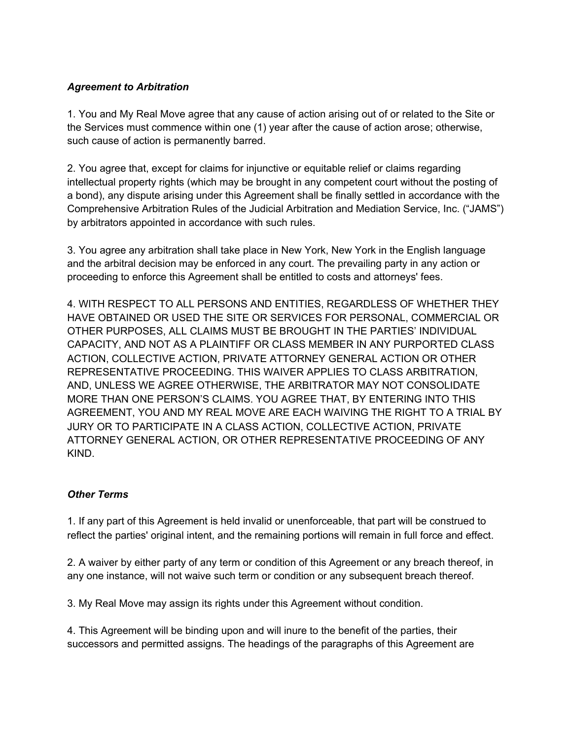*__Agreement to Arbitration__*

1. You and My Real Move agree that any cause of action arising out of or related to the Site or the Services must commence within one (1) year after the cause of action arose; otherwise, such cause of action is permanently barred.

2. You agree that, except for claims for injunctive or equitable relief or claims regarding intellectual property rights (which may be brought in any competent court without the posting of a bond), any dispute arising under this Agreement shall be finally settled in accordance with the Comprehensive Arbitration Rules of the Judicial Arbitration and Mediation Service, Inc. ("JAMS") by arbitrators appointed in accordance with such rules.

3. You agree any arbitration shall take place in New York, New York in the English language and the arbitral decision may be enforced in any court. The prevailing party in any action or proceeding to enforce this Agreement shall be entitled to costs and attorneys' fees.

4. WITH RESPECT TO ALL PERSONS AND ENTITIES, REGARDLESS OF WHETHER THEY HAVE OBTAINED OR USED THE SITE OR SERVICES FOR PERSONAL, COMMERCIAL OR OTHER PURPOSES, ALL CLAIMS MUST BE BROUGHT IN THE PARTIES' INDIVIDUAL CAPACITY, AND NOT AS A PLAINTIFF OR CLASS MEMBER IN ANY PURPORTED CLASS ACTION, COLLECTIVE ACTION, PRIVATE ATTORNEY GENERAL ACTION OR OTHER REPRESENTATIVE PROCEEDING. THIS WAIVER APPLIES TO CLASS ARBITRATION, AND, UNLESS WE AGREE OTHERWISE, THE ARBITRATOR MAY NOT CONSOLIDATE MORE THAN ONE PERSON'S CLAIMS. YOU AGREE THAT, BY ENTERING INTO THIS AGREEMENT, YOU AND MY REAL MOVE ARE EACH WAIVING THE RIGHT TO A TRIAL BY JURY OR TO PARTICIPATE IN A CLASS ACTION, COLLECTIVE ACTION, PRIVATE ATTORNEY GENERAL ACTION, OR OTHER REPRESENTATIVE PROCEEDING OF ANY KIND.

*__Other Terms__*

1. If any part of this Agreement is held invalid or unenforceable, that part will be construed to reflect the parties' original intent, and the remaining portions will remain in full force and effect.

2. A waiver by either party of any term or condition of this Agreement or any breach thereof, in any one instance, will not waive such term or condition or any subsequent breach thereof.

3. My Real Move may assign its rights under this Agreement without condition.

4. This Agreement will be binding upon and will inure to the benefit of the parties, their successors and permitted assigns. The headings of the paragraphs of this Agreement are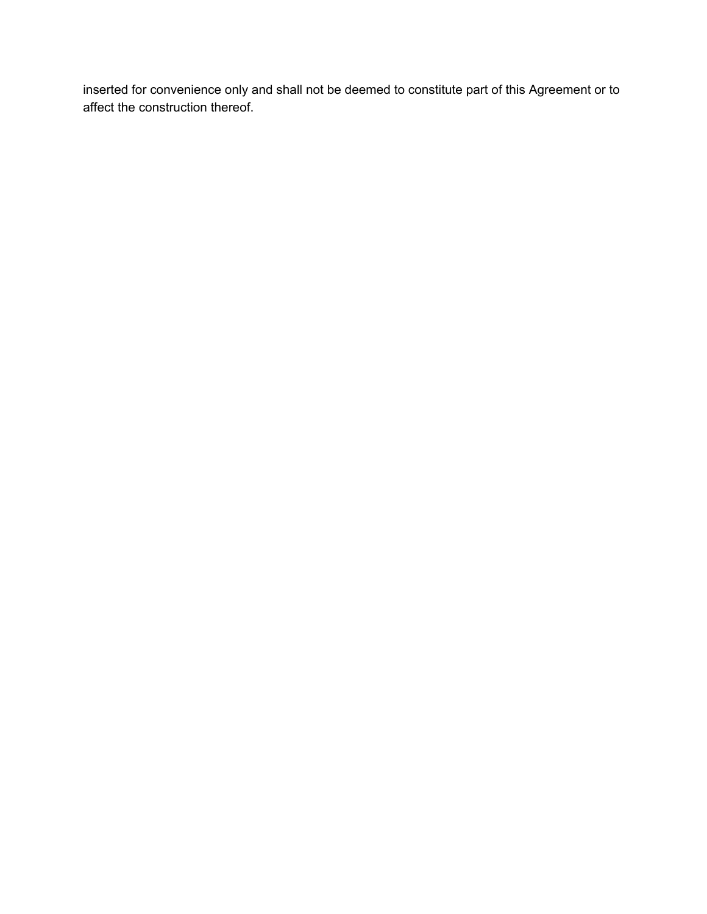inserted for convenience only and shall not be deemed to constitute part of this Agreement or to affect the construction thereof.